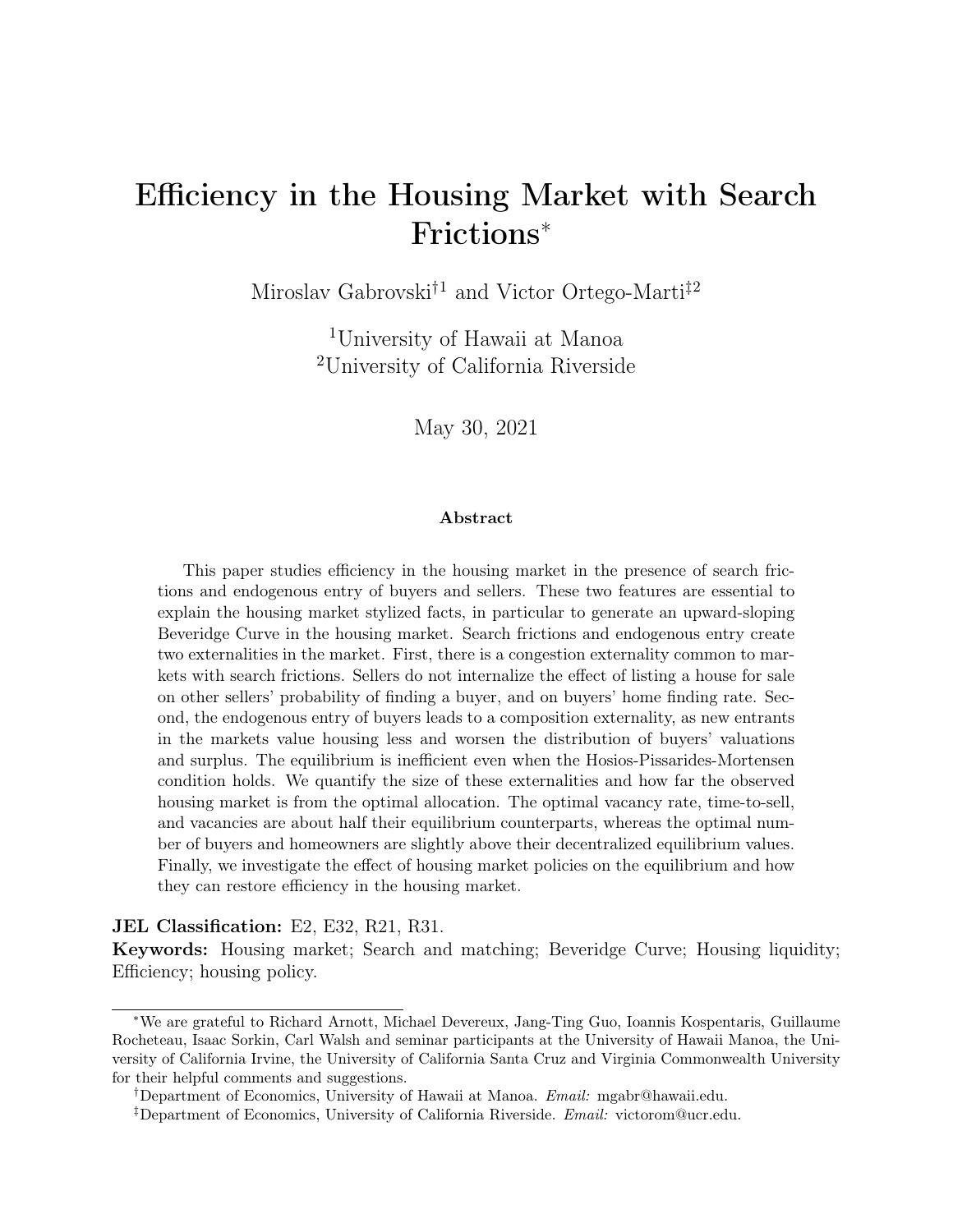# Efficiency in the Housing Market with Search Frictions*

Miroslav Gabrovski[†1] and Victor Ortego-Marti[‡2]

[1]University of Hawaii at Manoa
[2]University of California Riverside

May 30, 2021

### Abstract

This paper studies efficiency in the housing market in the presence of search frictions and endogenous entry of buyers and sellers. These two features are essential to explain the housing market stylized facts, in particular to generate an upward-sloping Beveridge Curve in the housing market. Search frictions and endogenous entry create two externalities in the market. First, there is a congestion externality common to markets with search frictions. Sellers do not internalize the effect of listing a house for sale on other sellers' probability of finding a buyer, and on buyers' home finding rate. Second, the endogenous entry of buyers leads to a composition externality, as new entrants in the markets value housing less and worsen the distribution of buyers' valuations and surplus. The equilibrium is inefficient even when the Hosios-Pissarides-Mortensen condition holds. We quantify the size of these externalities and how far the observed housing market is from the optimal allocation. The optimal vacancy rate, time-to-sell, and vacancies are about half their equilibrium counterparts, whereas the optimal number of buyers and homeowners are slightly above their decentralized equilibrium values. Finally, we investigate the effect of housing market policies on the equilibrium and how they can restore efficiency in the housing market.

**JEL Classification:** E2, E32, R21, R31.
**Keywords:** Housing market; Search and matching; Beveridge Curve; Housing liquidity; Efficiency; housing policy.

---

*We are grateful to Richard Arnott, Michael Devereux, Jang-Ting Guo, Ioannis Kospentaris, Guillaume Rocheteau, Isaac Sorkin, Carl Walsh and seminar participants at the University of Hawaii Manoa, the University of California Irvine, the University of California Santa Cruz and Virginia Commonwealth University for their helpful comments and suggestions.

†Department of Economics, University of Hawaii at Manoa. *Email:* mgabr@hawaii.edu.

‡Department of Economics, University of California Riverside. *Email:* victorom@ucr.edu.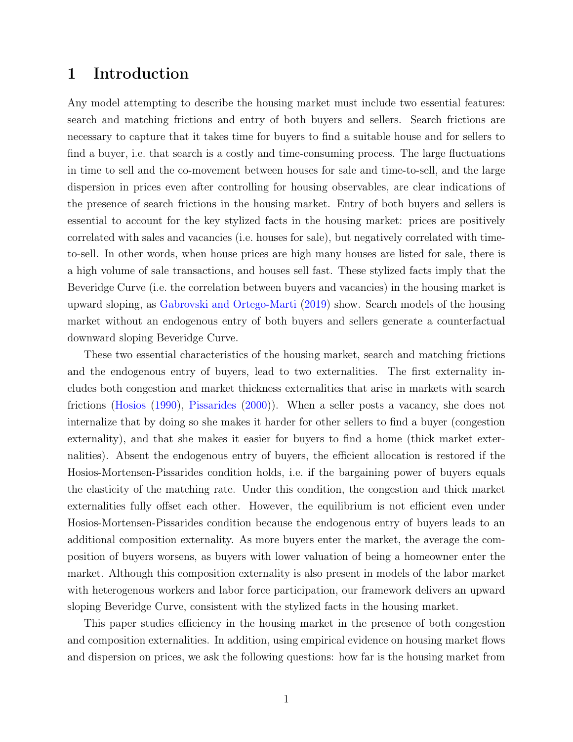# 1 Introduction

Any model attempting to describe the housing market must include two essential features: search and matching frictions and entry of both buyers and sellers. Search frictions are necessary to capture that it takes time for buyers to find a suitable house and for sellers to find a buyer, i.e. that search is a costly and time-consuming process. The large fluctuations in time to sell and the co-movement between houses for sale and time-to-sell, and the large dispersion in prices even after controlling for housing observables, are clear indications of the presence of search frictions in the housing market. Entry of both buyers and sellers is essential to account for the key stylized facts in the housing market: prices are positively correlated with sales and vacancies (i.e. houses for sale), but negatively correlated with time-to-sell. In other words, when house prices are high many houses are listed for sale, there is a high volume of sale transactions, and houses sell fast. These stylized facts imply that the Beveridge Curve (i.e. the correlation between buyers and vacancies) in the housing market is upward sloping, as Gabrovski and Ortego-Marti (2019) show. Search models of the housing market without an endogenous entry of both buyers and sellers generate a counterfactual downward sloping Beveridge Curve.

These two essential characteristics of the housing market, search and matching frictions and the endogenous entry of buyers, lead to two externalities. The first externality includes both congestion and market thickness externalities that arise in markets with search frictions (Hosios (1990), Pissarides (2000)). When a seller posts a vacancy, she does not internalize that by doing so she makes it harder for other sellers to find a buyer (congestion externality), and that she makes it easier for buyers to find a home (thick market externalities). Absent the endogenous entry of buyers, the efficient allocation is restored if the Hosios-Mortensen-Pissarides condition holds, i.e. if the bargaining power of buyers equals the elasticity of the matching rate. Under this condition, the congestion and thick market externalities fully offset each other. However, the equilibrium is not efficient even under Hosios-Mortensen-Pissarides condition because the endogenous entry of buyers leads to an additional composition externality. As more buyers enter the market, the average the composition of buyers worsens, as buyers with lower valuation of being a homeowner enter the market. Although this composition externality is also present in models of the labor market with heterogenous workers and labor force participation, our framework delivers an upward sloping Beveridge Curve, consistent with the stylized facts in the housing market.

This paper studies efficiency in the housing market in the presence of both congestion and composition externalities. In addition, using empirical evidence on housing market flows and dispersion on prices, we ask the following questions: how far is the housing market from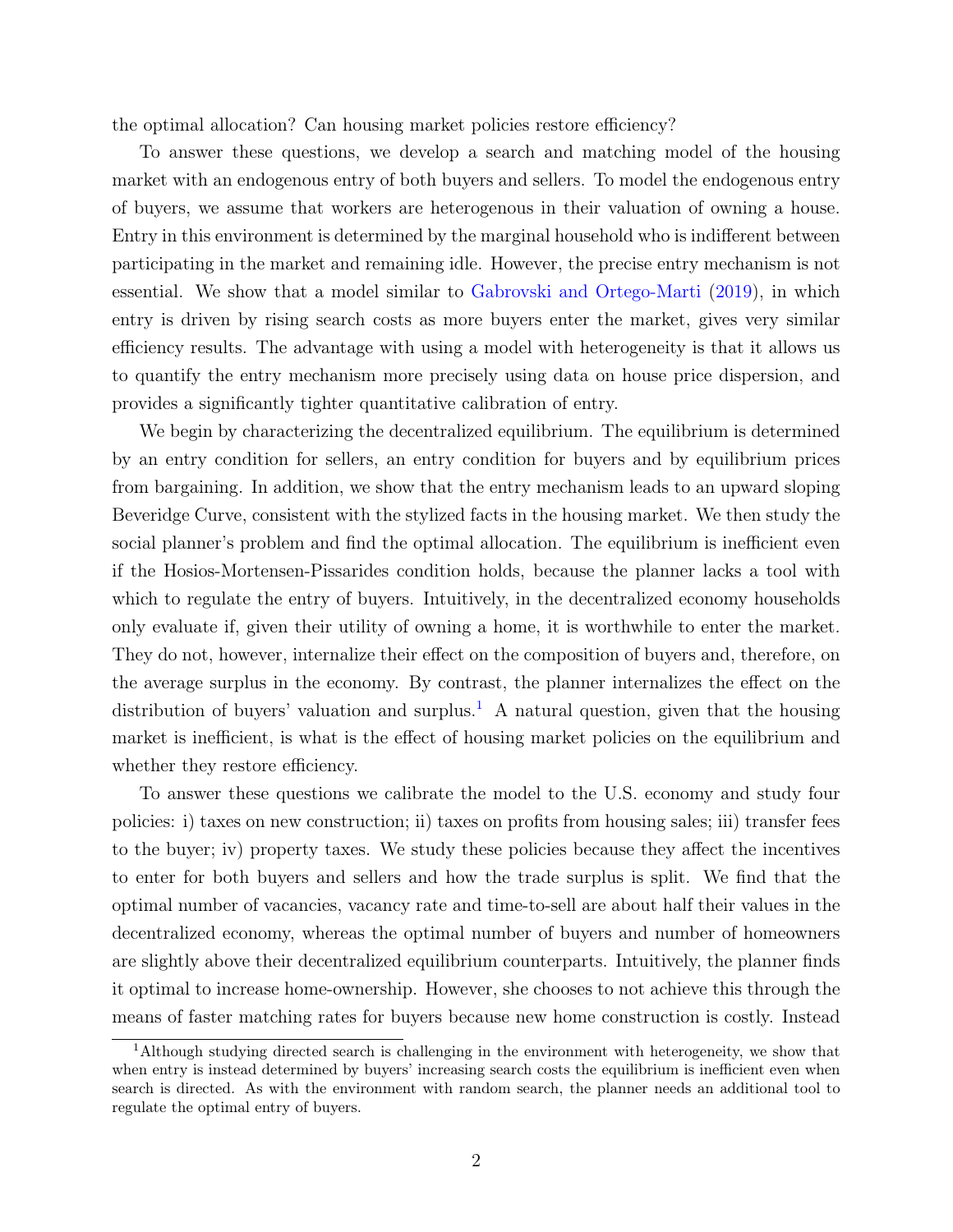the optimal allocation? Can housing market policies restore efficiency?

To answer these questions, we develop a search and matching model of the housing market with an endogenous entry of both buyers and sellers. To model the endogenous entry of buyers, we assume that workers are heterogenous in their valuation of owning a house. Entry in this environment is determined by the marginal household who is indifferent between participating in the market and remaining idle. However, the precise entry mechanism is not essential. We show that a model similar to Gabrovski and Ortego-Marti (2019), in which entry is driven by rising search costs as more buyers enter the market, gives very similar efficiency results. The advantage with using a model with heterogeneity is that it allows us to quantify the entry mechanism more precisely using data on house price dispersion, and provides a significantly tighter quantitative calibration of entry.

We begin by characterizing the decentralized equilibrium. The equilibrium is determined by an entry condition for sellers, an entry condition for buyers and by equilibrium prices from bargaining. In addition, we show that the entry mechanism leads to an upward sloping Beveridge Curve, consistent with the stylized facts in the housing market. We then study the social planner's problem and find the optimal allocation. The equilibrium is inefficient even if the Hosios-Mortensen-Pissarides condition holds, because the planner lacks a tool with which to regulate the entry of buyers. Intuitively, in the decentralized economy households only evaluate if, given their utility of owning a home, it is worthwhile to enter the market. They do not, however, internalize their effect on the composition of buyers and, therefore, on the average surplus in the economy. By contrast, the planner internalizes the effect on the distribution of buyers' valuation and surplus.[1] A natural question, given that the housing market is inefficient, is what is the effect of housing market policies on the equilibrium and whether they restore efficiency.

To answer these questions we calibrate the model to the U.S. economy and study four policies: i) taxes on new construction; ii) taxes on profits from housing sales; iii) transfer fees to the buyer; iv) property taxes. We study these policies because they affect the incentives to enter for both buyers and sellers and how the trade surplus is split. We find that the optimal number of vacancies, vacancy rate and time-to-sell are about half their values in the decentralized economy, whereas the optimal number of buyers and number of homeowners are slightly above their decentralized equilibrium counterparts. Intuitively, the planner finds it optimal to increase home-ownership. However, she chooses to not achieve this through the means of faster matching rates for buyers because new home construction is costly. Instead

[1] Although studying directed search is challenging in the environment with heterogeneity, we show that when entry is instead determined by buyers' increasing search costs the equilibrium is inefficient even when search is directed. As with the environment with random search, the planner needs an additional tool to regulate the optimal entry of buyers.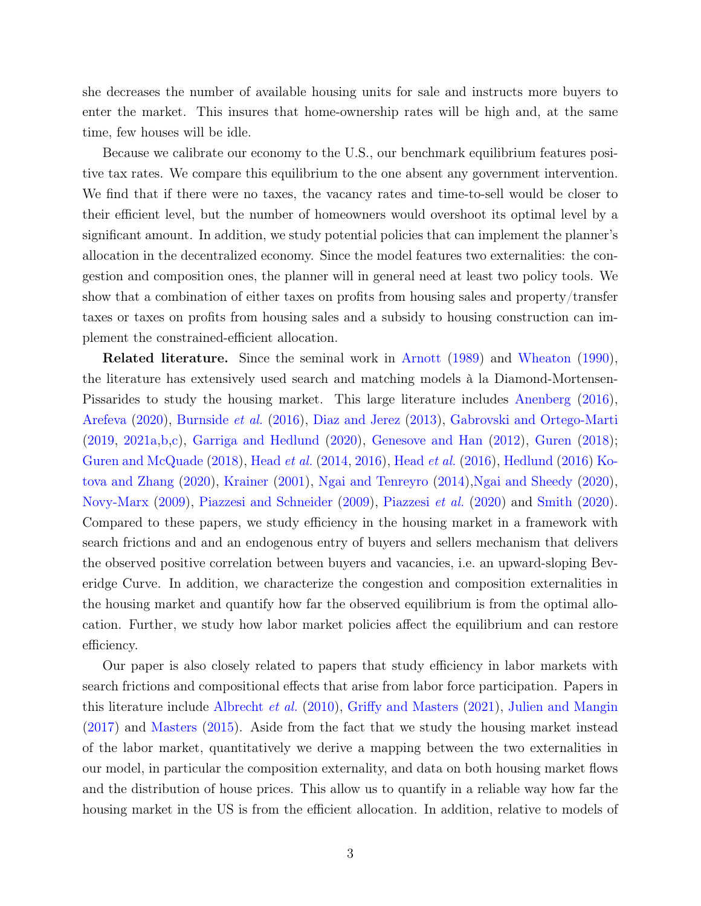she decreases the number of available housing units for sale and instructs more buyers to enter the market. This insures that home-ownership rates will be high and, at the same time, few houses will be idle.

Because we calibrate our economy to the U.S., our benchmark equilibrium features positive tax rates. We compare this equilibrium to the one absent any government intervention. We find that if there were no taxes, the vacancy rates and time-to-sell would be closer to their efficient level, but the number of homeowners would overshoot its optimal level by a significant amount. In addition, we study potential policies that can implement the planner's allocation in the decentralized economy. Since the model features two externalities: the congestion and composition ones, the planner will in general need at least two policy tools. We show that a combination of either taxes on profits from housing sales and property/transfer taxes or taxes on profits from housing sales and a subsidy to housing construction can implement the constrained-efficient allocation.

**Related literature.** Since the seminal work in Arnott (1989) and Wheaton (1990), the literature has extensively used search and matching models à la Diamond-Mortensen-Pissarides to study the housing market. This large literature includes Anenberg (2016), Arefeva (2020), Burnside *et al.* (2016), Diaz and Jerez (2013), Gabrovski and Ortego-Marti (2019, 2021a,b,c), Garriga and Hedlund (2020), Genesove and Han (2012), Guren (2018); Guren and McQuade (2018), Head *et al.* (2014, 2016), Head *et al.* (2016), Hedlund (2016) Kotova and Zhang (2020), Krainer (2001), Ngai and Tenreyro (2014),Ngai and Sheedy (2020), Novy-Marx (2009), Piazzesi and Schneider (2009), Piazzesi *et al.* (2020) and Smith (2020). Compared to these papers, we study efficiency in the housing market in a framework with search frictions and and an endogenous entry of buyers and sellers mechanism that delivers the observed positive correlation between buyers and vacancies, i.e. an upward-sloping Beveridge Curve. In addition, we characterize the congestion and composition externalities in the housing market and quantify how far the observed equilibrium is from the optimal allocation. Further, we study how labor market policies affect the equilibrium and can restore efficiency.

Our paper is also closely related to papers that study efficiency in labor markets with search frictions and compositional effects that arise from labor force participation. Papers in this literature include Albrecht *et al.* (2010), Griffy and Masters (2021), Julien and Mangin (2017) and Masters (2015). Aside from the fact that we study the housing market instead of the labor market, quantitatively we derive a mapping between the two externalities in our model, in particular the composition externality, and data on both housing market flows and the distribution of house prices. This allow us to quantify in a reliable way how far the housing market in the US is from the efficient allocation. In addition, relative to models of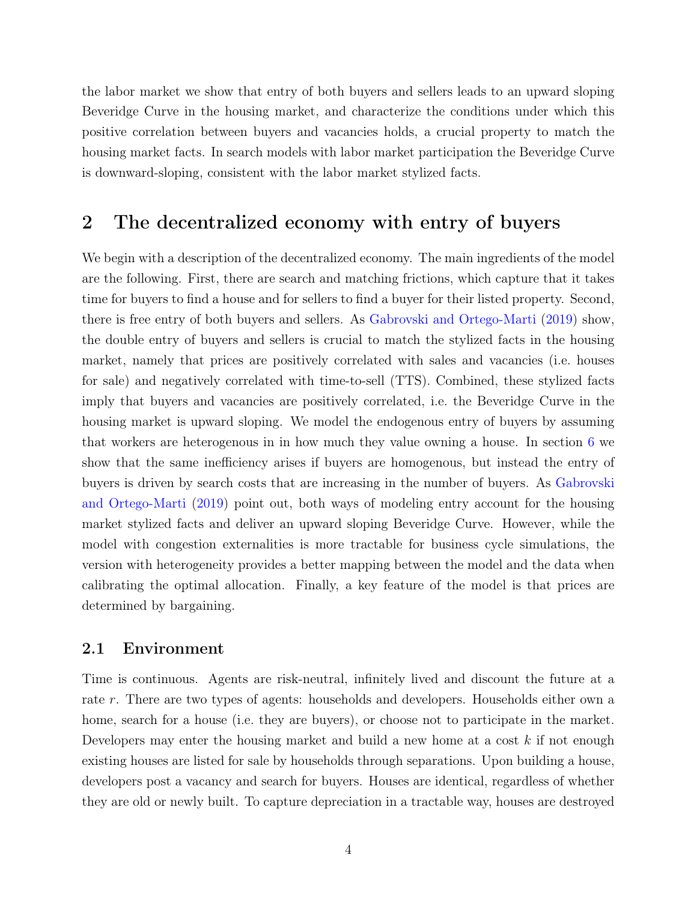the labor market we show that entry of both buyers and sellers leads to an upward sloping Beveridge Curve in the housing market, and characterize the conditions under which this positive correlation between buyers and vacancies holds, a crucial property to match the housing market facts. In search models with labor market participation the Beveridge Curve is downward-sloping, consistent with the labor market stylized facts.

## 2 The decentralized economy with entry of buyers

We begin with a description of the decentralized economy. The main ingredients of the model are the following. First, there are search and matching frictions, which capture that it takes time for buyers to find a house and for sellers to find a buyer for their listed property. Second, there is free entry of both buyers and sellers. As Gabrovski and Ortego-Marti (2019) show, the double entry of buyers and sellers is crucial to match the stylized facts in the housing market, namely that prices are positively correlated with sales and vacancies (i.e. houses for sale) and negatively correlated with time-to-sell (TTS). Combined, these stylized facts imply that buyers and vacancies are positively correlated, i.e. the Beveridge Curve in the housing market is upward sloping. We model the endogenous entry of buyers by assuming that workers are heterogenous in in how much they value owning a house. In section 6 we show that the same inefficiency arises if buyers are homogenous, but instead the entry of buyers is driven by search costs that are increasing in the number of buyers. As Gabrovski and Ortego-Marti (2019) point out, both ways of modeling entry account for the housing market stylized facts and deliver an upward sloping Beveridge Curve. However, while the model with congestion externalities is more tractable for business cycle simulations, the version with heterogeneity provides a better mapping between the model and the data when calibrating the optimal allocation. Finally, a key feature of the model is that prices are determined by bargaining.

### 2.1 Environment

Time is continuous. Agents are risk-neutral, infinitely lived and discount the future at a rate $r$. There are two types of agents: households and developers. Households either own a home, search for a house (i.e. they are buyers), or choose not to participate in the market. Developers may enter the housing market and build a new home at a cost $k$ if not enough existing houses are listed for sale by households through separations. Upon building a house, developers post a vacancy and search for buyers. Houses are identical, regardless of whether they are old or newly built. To capture depreciation in a tractable way, houses are destroyed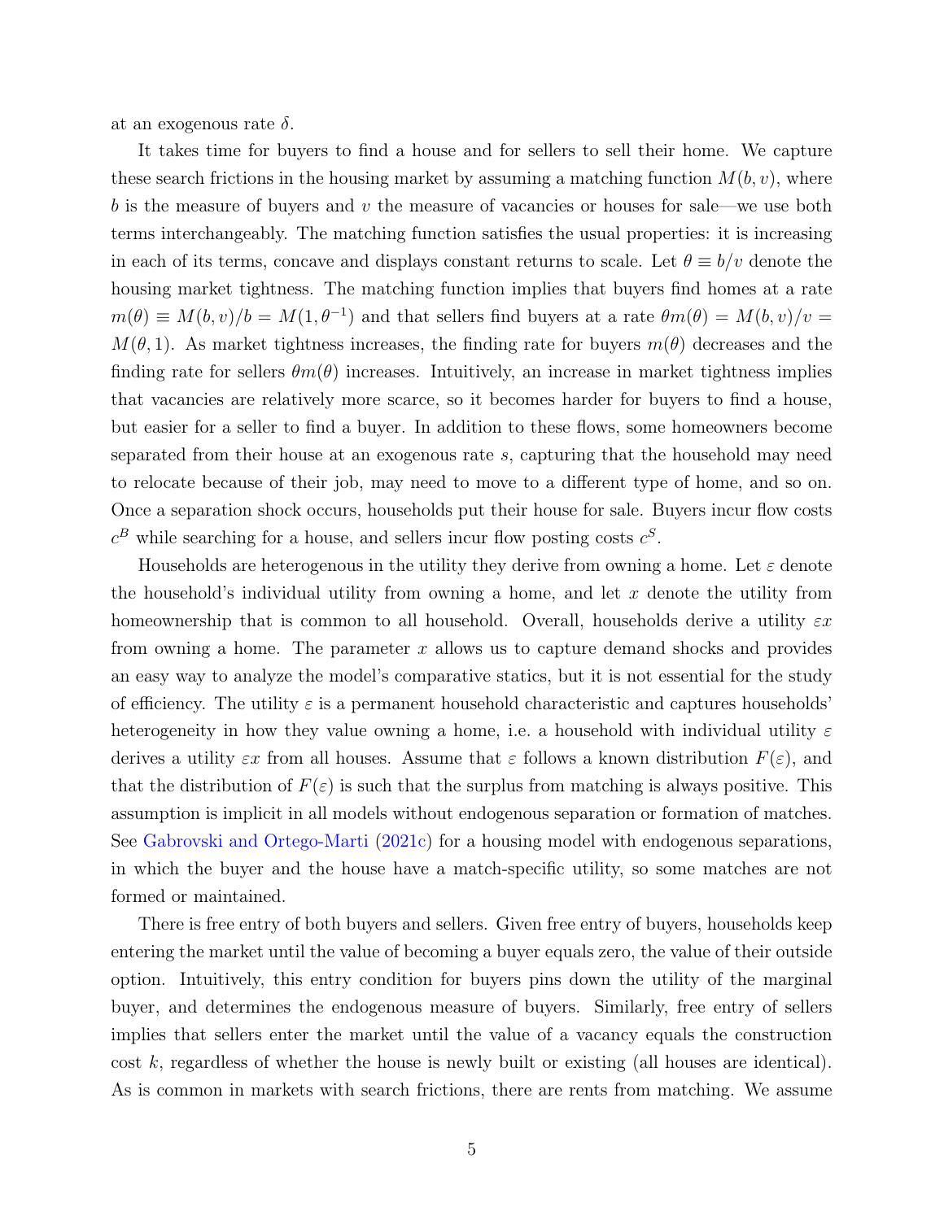at an exogenous rate $\delta$.

It takes time for buyers to find a house and for sellers to sell their home. We capture these search frictions in the housing market by assuming a matching function $M(b, v)$, where $b$ is the measure of buyers and $v$ the measure of vacancies or houses for sale—we use both terms interchangeably. The matching function satisfies the usual properties: it is increasing in each of its terms, concave and displays constant returns to scale. Let $\theta \equiv b/v$ denote the housing market tightness. The matching function implies that buyers find homes at a rate $m(\theta) \equiv M(b, v)/b = M(1, \theta^{-1})$ and that sellers find buyers at a rate $\theta m(\theta) = M(b, v)/v = M(\theta, 1)$. As market tightness increases, the finding rate for buyers $m(\theta)$ decreases and the finding rate for sellers $\theta m(\theta)$ increases. Intuitively, an increase in market tightness implies that vacancies are relatively more scarce, so it becomes harder for buyers to find a house, but easier for a seller to find a buyer. In addition to these flows, some homeowners become separated from their house at an exogenous rate $s$, capturing that the household may need to relocate because of their job, may need to move to a different type of home, and so on. Once a separation shock occurs, households put their house for sale. Buyers incur flow costs $c^B$ while searching for a house, and sellers incur flow posting costs $c^S$.

Households are heterogenous in the utility they derive from owning a home. Let $\varepsilon$ denote the household's individual utility from owning a home, and let $x$ denote the utility from homeownership that is common to all household. Overall, households derive a utility $\varepsilon x$ from owning a home. The parameter $x$ allows us to capture demand shocks and provides an easy way to analyze the model's comparative statics, but it is not essential for the study of efficiency. The utility $\varepsilon$ is a permanent household characteristic and captures households' heterogeneity in how they value owning a home, i.e. a household with individual utility $\varepsilon$ derives a utility $\varepsilon x$ from all houses. Assume that $\varepsilon$ follows a known distribution $F(\varepsilon)$, and that the distribution of $F(\varepsilon)$ is such that the surplus from matching is always positive. This assumption is implicit in all models without endogenous separation or formation of matches. See Gabrovski and Ortego-Marti (2021c) for a housing model with endogenous separations, in which the buyer and the house have a match-specific utility, so some matches are not formed or maintained.

There is free entry of both buyers and sellers. Given free entry of buyers, households keep entering the market until the value of becoming a buyer equals zero, the value of their outside option. Intuitively, this entry condition for buyers pins down the utility of the marginal buyer, and determines the endogenous measure of buyers. Similarly, free entry of sellers implies that sellers enter the market until the value of a vacancy equals the construction cost $k$, regardless of whether the house is newly built or existing (all houses are identical). As is common in markets with search frictions, there are rents from matching. We assume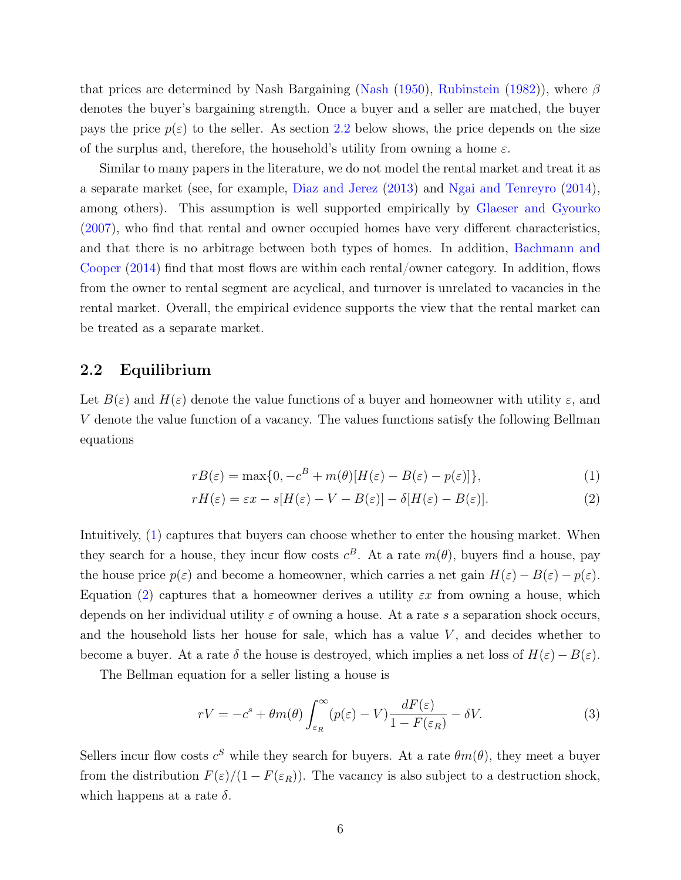that prices are determined by Nash Bargaining (Nash (1950), Rubinstein (1982)), where $\beta$ denotes the buyer's bargaining strength. Once a buyer and a seller are matched, the buyer pays the price $p(\varepsilon)$ to the seller. As section 2.2 below shows, the price depends on the size of the surplus and, therefore, the household's utility from owning a home $\varepsilon$.

Similar to many papers in the literature, we do not model the rental market and treat it as a separate market (see, for example, Diaz and Jerez (2013) and Ngai and Tenreyro (2014), among others). This assumption is well supported empirically by Glaeser and Gyourko (2007), who find that rental and owner occupied homes have very different characteristics, and that there is no arbitrage between both types of homes. In addition, Bachmann and Cooper (2014) find that most flows are within each rental/owner category. In addition, flows from the owner to rental segment are acyclical, and turnover is unrelated to vacancies in the rental market. Overall, the empirical evidence supports the view that the rental market can be treated as a separate market.

## 2.2 Equilibrium

Let $B(\varepsilon)$ and $H(\varepsilon)$ denote the value functions of a buyer and homeowner with utility $\varepsilon$, and $V$ denote the value function of a vacancy. The values functions satisfy the following Bellman equations

$$rB(\varepsilon) = \max\{0, -c^B + m(\theta)[H(\varepsilon) - B(\varepsilon) - p(\varepsilon)]\}, \tag{1}$$

$$rH(\varepsilon) = \varepsilon x - s[H(\varepsilon) - V - B(\varepsilon)] - \delta[H(\varepsilon) - B(\varepsilon)]. \tag{2}$$

Intuitively, (1) captures that buyers can choose whether to enter the housing market. When they search for a house, they incur flow costs $c^B$. At a rate $m(\theta)$, buyers find a house, pay the house price $p(\varepsilon)$ and become a homeowner, which carries a net gain $H(\varepsilon) - B(\varepsilon) - p(\varepsilon)$. Equation (2) captures that a homeowner derives a utility $\varepsilon x$ from owning a house, which depends on her individual utility $\varepsilon$ of owning a house. At a rate $s$ a separation shock occurs, and the household lists her house for sale, which has a value $V$, and decides whether to become a buyer. At a rate $\delta$ the house is destroyed, which implies a net loss of $H(\varepsilon) - B(\varepsilon)$.

The Bellman equation for a seller listing a house is

$$rV = -c^s + \theta m(\theta) \int_{\varepsilon_R}^{\infty} (p(\varepsilon) - V) \frac{dF(\varepsilon)}{1 - F(\varepsilon_R)} - \delta V. \tag{3}$$

Sellers incur flow costs $c^S$ while they search for buyers. At a rate $\theta m(\theta)$, they meet a buyer from the distribution $F(\varepsilon)/(1 - F(\varepsilon_R))$. The vacancy is also subject to a destruction shock, which happens at a rate $\delta$.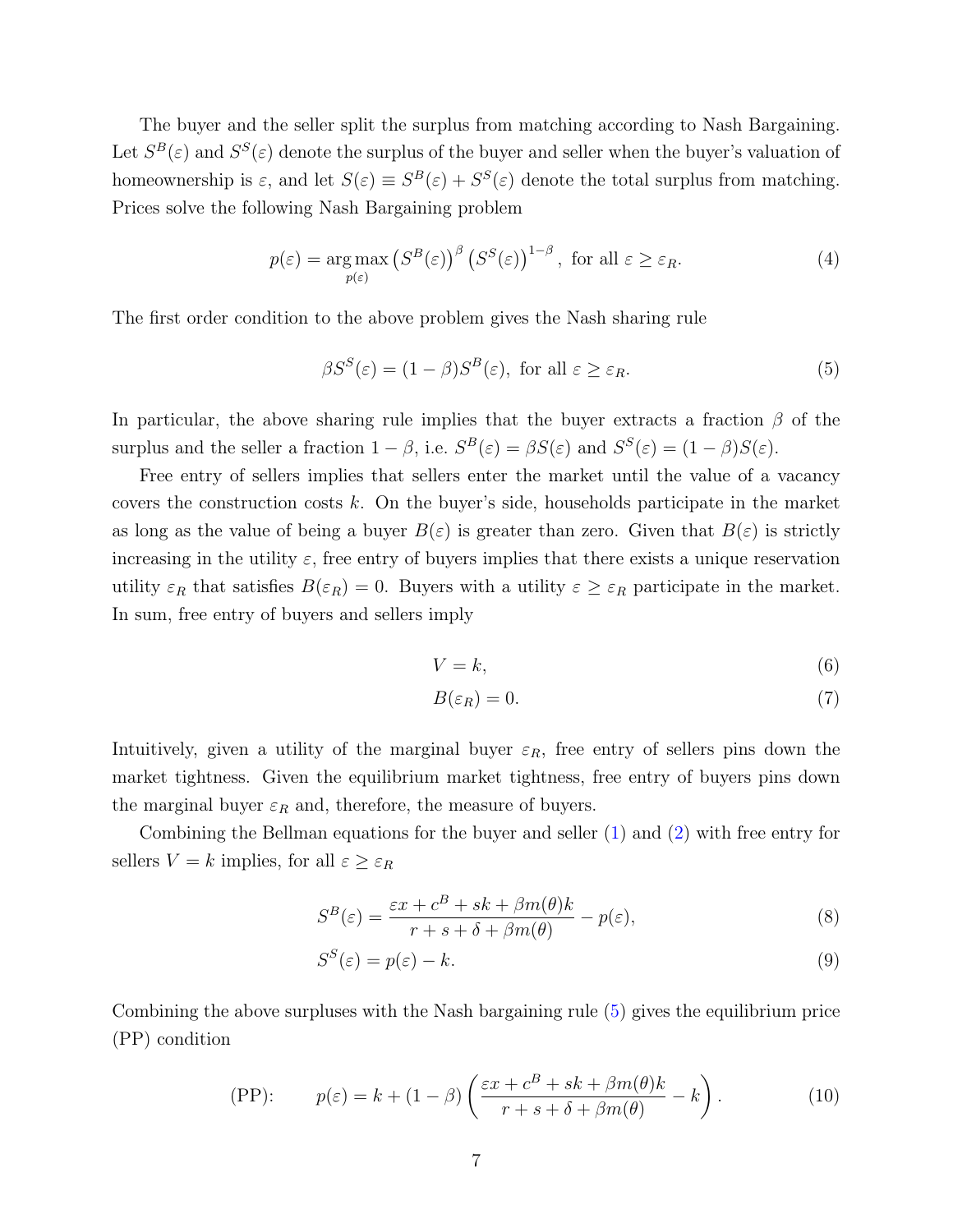The buyer and the seller split the surplus from matching according to Nash Bargaining. Let $S^B(\varepsilon)$ and $S^S(\varepsilon)$ denote the surplus of the buyer and seller when the buyer's valuation of homeownership is $\varepsilon$, and let $S(\varepsilon) \equiv S^B(\varepsilon) + S^S(\varepsilon)$ denote the total surplus from matching. Prices solve the following Nash Bargaining problem

$$p(\varepsilon) = \underset{p(\varepsilon)}{\arg\max} \left(S^B(\varepsilon)\right)^{\beta} \left(S^S(\varepsilon)\right)^{1-\beta}, \text{ for all } \varepsilon \geq \varepsilon_R. \tag{4}$$

The first order condition to the above problem gives the Nash sharing rule

$$\beta S^S(\varepsilon) = (1-\beta) S^B(\varepsilon), \text{ for all } \varepsilon \geq \varepsilon_R. \tag{5}$$

In particular, the above sharing rule implies that the buyer extracts a fraction $\beta$ of the surplus and the seller a fraction $1-\beta$, i.e. $S^B(\varepsilon) = \beta S(\varepsilon)$ and $S^S(\varepsilon) = (1-\beta)S(\varepsilon)$.

Free entry of sellers implies that sellers enter the market until the value of a vacancy covers the construction costs $k$. On the buyer's side, households participate in the market as long as the value of being a buyer $B(\varepsilon)$ is greater than zero. Given that $B(\varepsilon)$ is strictly increasing in the utility $\varepsilon$, free entry of buyers implies that there exists a unique reservation utility $\varepsilon_R$ that satisfies $B(\varepsilon_R) = 0$. Buyers with a utility $\varepsilon \geq \varepsilon_R$ participate in the market. In sum, free entry of buyers and sellers imply

$$V = k, \tag{6}$$

$$B(\varepsilon_R) = 0. \tag{7}$$

Intuitively, given a utility of the marginal buyer $\varepsilon_R$, free entry of sellers pins down the market tightness. Given the equilibrium market tightness, free entry of buyers pins down the marginal buyer $\varepsilon_R$ and, therefore, the measure of buyers.

Combining the Bellman equations for the buyer and seller (1) and (2) with free entry for sellers $V = k$ implies, for all $\varepsilon \geq \varepsilon_R$

$$S^B(\varepsilon) = \frac{\varepsilon x + c^B + sk + \beta m(\theta) k}{r + s + \delta + \beta m(\theta)} - p(\varepsilon), \tag{8}$$

$$S^S(\varepsilon) = p(\varepsilon) - k. \tag{9}$$

Combining the above surpluses with the Nash bargaining rule (5) gives the equilibrium price (PP) condition

$$\text{(PP):} \qquad p(\varepsilon) = k + (1-\beta)\left(\frac{\varepsilon x + c^B + sk + \beta m(\theta) k}{r + s + \delta + \beta m(\theta)} - k\right). \tag{10}$$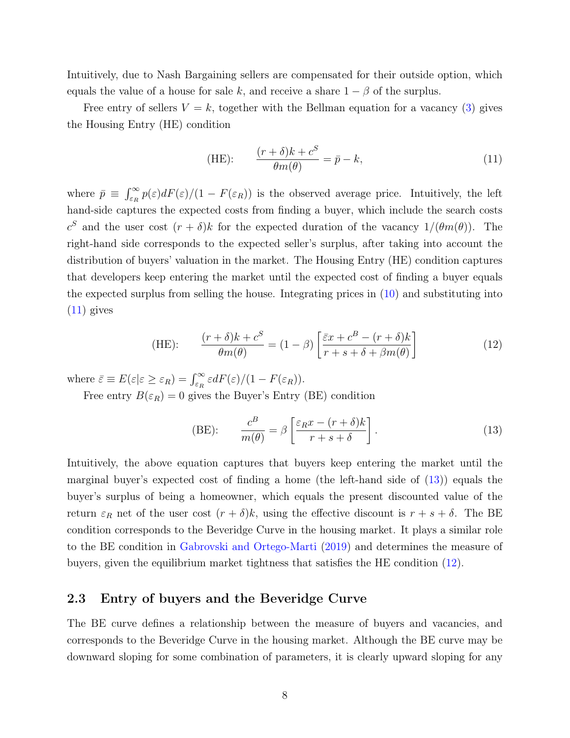Intuitively, due to Nash Bargaining sellers are compensated for their outside option, which equals the value of a house for sale $k$, and receive a share $1 - \beta$ of the surplus.

Free entry of sellers $V = k$, together with the Bellman equation for a vacancy (3) gives the Housing Entry (HE) condition

$$\text{(HE):} \qquad \frac{(r+\delta)k + c^S}{\theta m(\theta)} = \bar{p} - k, \tag{11}$$

where $\bar{p} \equiv \int_{\varepsilon_R}^{\infty} p(\varepsilon) dF(\varepsilon)/(1 - F(\varepsilon_R))$ is the observed average price. Intuitively, the left hand-side captures the expected costs from finding a buyer, which include the search costs $c^S$ and the user cost $(r + \delta)k$ for the expected duration of the vacancy $1/(\theta m(\theta))$. The right-hand side corresponds to the expected seller's surplus, after taking into account the distribution of buyers' valuation in the market. The Housing Entry (HE) condition captures that developers keep entering the market until the expected cost of finding a buyer equals the expected surplus from selling the house. Integrating prices in (10) and substituting into (11) gives

$$\text{(HE):} \qquad \frac{(r+\delta)k + c^S}{\theta m(\theta)} = (1-\beta)\left[\frac{\bar{\varepsilon}x + c^B - (r+\delta)k}{r + s + \delta + \beta m(\theta)}\right] \tag{12}$$

where $\bar{\varepsilon} \equiv E(\varepsilon | \varepsilon \geq \varepsilon_R) = \int_{\varepsilon_R}^{\infty} \varepsilon dF(\varepsilon)/(1 - F(\varepsilon_R))$.

Free entry $B(\varepsilon_R) = 0$ gives the Buyer's Entry (BE) condition

$$\text{(BE):} \qquad \frac{c^B}{m(\theta)} = \beta\left[\frac{\varepsilon_R x - (r+\delta)k}{r + s + \delta}\right]. \tag{13}$$

Intuitively, the above equation captures that buyers keep entering the market until the marginal buyer's expected cost of finding a home (the left-hand side of (13)) equals the buyer's surplus of being a homeowner, which equals the present discounted value of the return $\varepsilon_R$ net of the user cost $(r + \delta)k$, using the effective discount is $r + s + \delta$. The BE condition corresponds to the Beveridge Curve in the housing market. It plays a similar role to the BE condition in Gabrovski and Ortego-Marti (2019) and determines the measure of buyers, given the equilibrium market tightness that satisfies the HE condition (12).

## 2.3 Entry of buyers and the Beveridge Curve

The BE curve defines a relationship between the measure of buyers and vacancies, and corresponds to the Beveridge Curve in the housing market. Although the BE curve may be downward sloping for some combination of parameters, it is clearly upward sloping for any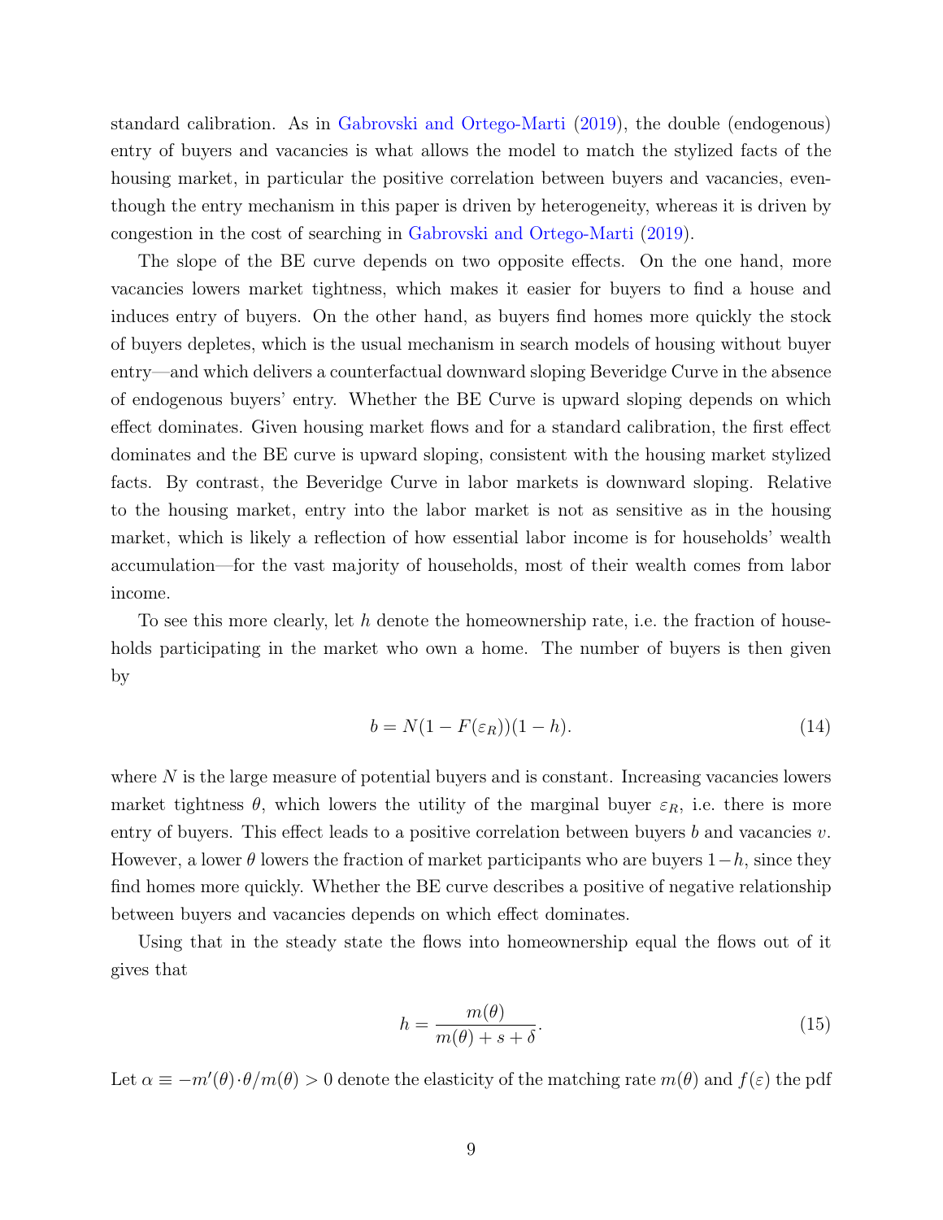standard calibration. As in Gabrovski and Ortego-Marti (2019), the double (endogenous) entry of buyers and vacancies is what allows the model to match the stylized facts of the housing market, in particular the positive correlation between buyers and vacancies, eventhough the entry mechanism in this paper is driven by heterogeneity, whereas it is driven by congestion in the cost of searching in Gabrovski and Ortego-Marti (2019).

The slope of the BE curve depends on two opposite effects. On the one hand, more vacancies lowers market tightness, which makes it easier for buyers to find a house and induces entry of buyers. On the other hand, as buyers find homes more quickly the stock of buyers depletes, which is the usual mechanism in search models of housing without buyer entry—and which delivers a counterfactual downward sloping Beveridge Curve in the absence of endogenous buyers' entry. Whether the BE Curve is upward sloping depends on which effect dominates. Given housing market flows and for a standard calibration, the first effect dominates and the BE curve is upward sloping, consistent with the housing market stylized facts. By contrast, the Beveridge Curve in labor markets is downward sloping. Relative to the housing market, entry into the labor market is not as sensitive as in the housing market, which is likely a reflection of how essential labor income is for households' wealth accumulation—for the vast majority of households, most of their wealth comes from labor income.

To see this more clearly, let $h$ denote the homeownership rate, i.e. the fraction of households participating in the market who own a home. The number of buyers is then given by

$$b = N(1 - F(\varepsilon_R))(1 - h). \tag{14}$$

where $N$ is the large measure of potential buyers and is constant. Increasing vacancies lowers market tightness $\theta$, which lowers the utility of the marginal buyer $\varepsilon_R$, i.e. there is more entry of buyers. This effect leads to a positive correlation between buyers $b$ and vacancies $v$. However, a lower $\theta$ lowers the fraction of market participants who are buyers $1-h$, since they find homes more quickly. Whether the BE curve describes a positive of negative relationship between buyers and vacancies depends on which effect dominates.

Using that in the steady state the flows into homeownership equal the flows out of it gives that

$$h = \frac{m(\theta)}{m(\theta) + s + \delta}. \tag{15}$$

Let $\alpha \equiv -m'(\theta) \cdot \theta / m(\theta) > 0$ denote the elasticity of the matching rate $m(\theta)$ and $f(\varepsilon)$ the pdf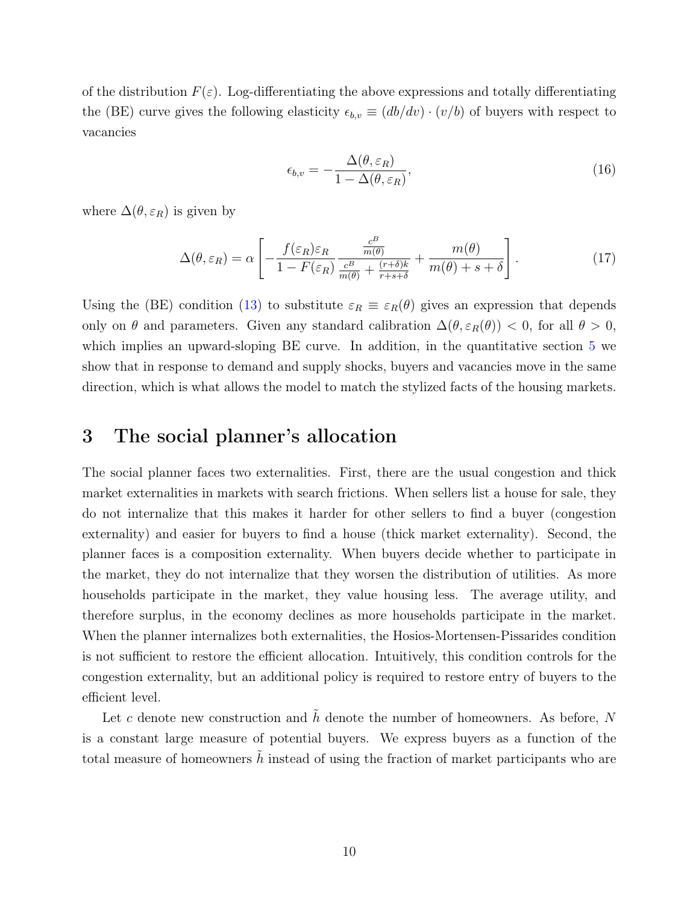of the distribution $F(\varepsilon)$. Log-differentiating the above expressions and totally differentiating the (BE) curve gives the following elasticity $\epsilon_{b,v} \equiv (db/dv) \cdot (v/b)$ of buyers with respect to vacancies

$$\epsilon_{b,v} = -\frac{\Delta(\theta, \varepsilon_R)}{1 - \Delta(\theta, \varepsilon_R)}, \tag{16}$$

where $\Delta(\theta, \varepsilon_R)$ is given by

$$\Delta(\theta, \varepsilon_R) = \alpha \left[ -\frac{f(\varepsilon_R)\varepsilon_R}{1 - F(\varepsilon_R)} \frac{\frac{c^B}{m(\theta)}}{\frac{c^B}{m(\theta)} + \frac{(r+\delta)k}{r+s+\delta}} + \frac{m(\theta)}{m(\theta) + s + \delta} \right]. \tag{17}$$

Using the (BE) condition (13) to substitute $\varepsilon_R \equiv \varepsilon_R(\theta)$ gives an expression that depends only on $\theta$ and parameters. Given any standard calibration $\Delta(\theta, \varepsilon_R(\theta)) < 0$, for all $\theta > 0$, which implies an upward-sloping BE curve. In addition, in the quantitative section 5 we show that in response to demand and supply shocks, buyers and vacancies move in the same direction, which is what allows the model to match the stylized facts of the housing markets.

## 3 The social planner's allocation

The social planner faces two externalities. First, there are the usual congestion and thick market externalities in markets with search frictions. When sellers list a house for sale, they do not internalize that this makes it harder for other sellers to find a buyer (congestion externality) and easier for buyers to find a house (thick market externality). Second, the planner faces is a composition externality. When buyers decide whether to participate in the market, they do not internalize that they worsen the distribution of utilities. As more households participate in the market, they value housing less. The average utility, and therefore surplus, in the economy declines as more households participate in the market. When the planner internalizes both externalities, the Hosios-Mortensen-Pissarides condition is not sufficient to restore the efficient allocation. Intuitively, this condition controls for the congestion externality, but an additional policy is required to restore entry of buyers to the efficient level.

Let $c$ denote new construction and $\tilde{h}$ denote the number of homeowners. As before, $N$ is a constant large measure of potential buyers. We express buyers as a function of the total measure of homeowners $\tilde{h}$ instead of using the fraction of market participants who are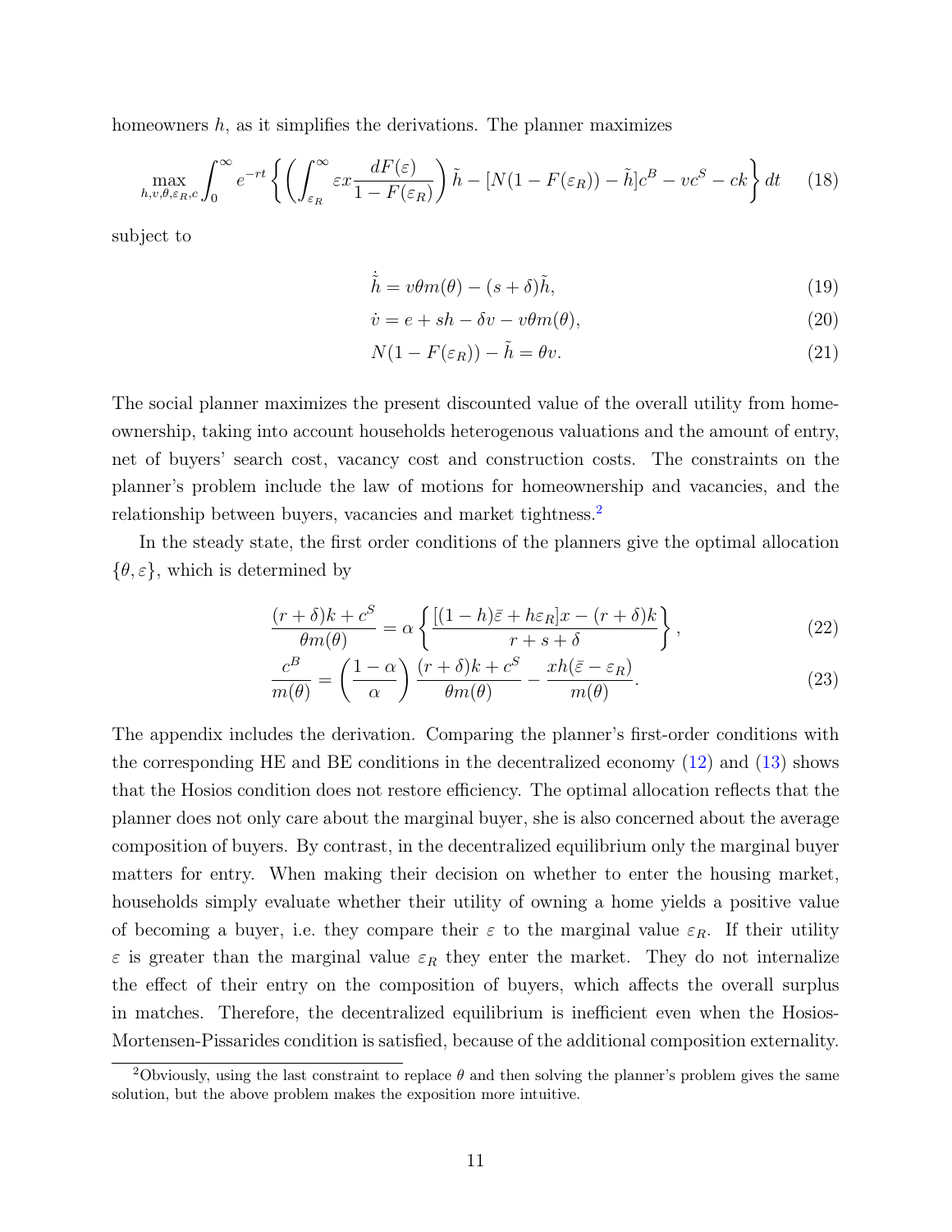homeowners $h$, as it simplifies the derivations. The planner maximizes

$$\max_{h,v,\theta,\varepsilon_R,c} \int_0^\infty e^{-rt} \left\{ \left( \int_{\varepsilon_R}^\infty \varepsilon x \frac{dF(\varepsilon)}{1-F(\varepsilon_R)} \right) \tilde{h} - [N(1-F(\varepsilon_R)) - \tilde{h}]c^B - vc^S - ck \right\} dt \tag{18}$$

subject to

$$\dot{\tilde{h}} = v\theta m(\theta) - (s+\delta)\tilde{h}, \tag{19}$$

$$\dot{v} = e + sh - \delta v - v\theta m(\theta), \tag{20}$$

$$N(1-F(\varepsilon_R)) - \tilde{h} = \theta v. \tag{21}$$

The social planner maximizes the present discounted value of the overall utility from homeownership, taking into account households heterogenous valuations and the amount of entry, net of buyers' search cost, vacancy cost and construction costs. The constraints on the planner's problem include the law of motions for homeownership and vacancies, and the relationship between buyers, vacancies and market tightness.[2]

In the steady state, the first order conditions of the planners give the optimal allocation $\{\theta, \varepsilon\}$, which is determined by

$$\frac{(r+\delta)k + c^S}{\theta m(\theta)} = \alpha \left\{ \frac{[(1-h)\bar{\varepsilon} + h\varepsilon_R]x - (r+\delta)k}{r+s+\delta} \right\}, \tag{22}$$

$$\frac{c^B}{m(\theta)} = \left( \frac{1-\alpha}{\alpha} \right) \frac{(r+\delta)k + c^S}{\theta m(\theta)} - \frac{xh(\bar{\varepsilon} - \varepsilon_R)}{m(\theta)}. \tag{23}$$

The appendix includes the derivation. Comparing the planner's first-order conditions with the corresponding HE and BE conditions in the decentralized economy (12) and (13) shows that the Hosios condition does not restore efficiency. The optimal allocation reflects that the planner does not only care about the marginal buyer, she is also concerned about the average composition of buyers. By contrast, in the decentralized equilibrium only the marginal buyer matters for entry. When making their decision on whether to enter the housing market, households simply evaluate whether their utility of owning a home yields a positive value of becoming a buyer, i.e. they compare their $\varepsilon$ to the marginal value $\varepsilon_R$. If their utility $\varepsilon$ is greater than the marginal value $\varepsilon_R$ they enter the market. They do not internalize the effect of their entry on the composition of buyers, which affects the overall surplus in matches. Therefore, the decentralized equilibrium is inefficient even when the Hosios-Mortensen-Pissarides condition is satisfied, because of the additional composition externality.

[2] Obviously, using the last constraint to replace $\theta$ and then solving the planner's problem gives the same solution, but the above problem makes the exposition more intuitive.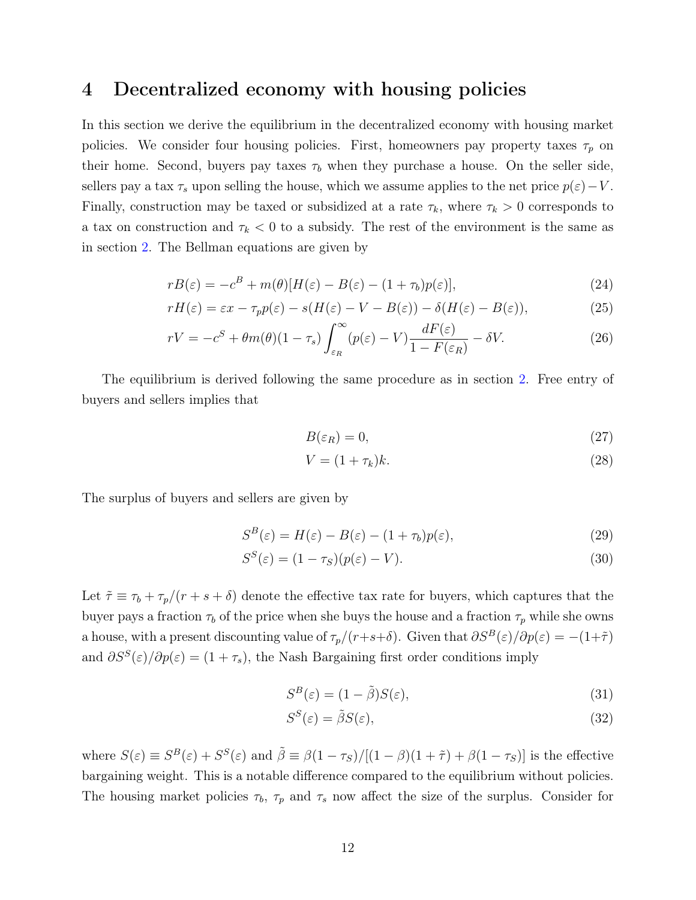# 4 Decentralized economy with housing policies

In this section we derive the equilibrium in the decentralized economy with housing market policies. We consider four housing policies. First, homeowners pay property taxes $\tau_p$ on their home. Second, buyers pay taxes $\tau_b$ when they purchase a house. On the seller side, sellers pay a tax $\tau_s$ upon selling the house, which we assume applies to the net price $p(\varepsilon) - V$. Finally, construction may be taxed or subsidized at a rate $\tau_k$, where $\tau_k > 0$ corresponds to a tax on construction and $\tau_k < 0$ to a subsidy. The rest of the environment is the same as in section 2. The Bellman equations are given by

$$rB(\varepsilon) = -c^B + m(\theta)[H(\varepsilon) - B(\varepsilon) - (1+\tau_b)p(\varepsilon)], \tag{24}$$

$$rH(\varepsilon) = \varepsilon x - \tau_p p(\varepsilon) - s(H(\varepsilon) - V - B(\varepsilon)) - \delta(H(\varepsilon) - B(\varepsilon)), \tag{25}$$

$$rV = -c^S + \theta m(\theta)(1-\tau_s)\int_{\varepsilon_R}^{\infty}(p(\varepsilon) - V)\frac{dF(\varepsilon)}{1-F(\varepsilon_R)} - \delta V. \tag{26}$$

The equilibrium is derived following the same procedure as in section 2. Free entry of buyers and sellers implies that

$$B(\varepsilon_R) = 0, \tag{27}$$

$$V = (1+\tau_k)k. \tag{28}$$

The surplus of buyers and sellers are given by

$$S^B(\varepsilon) = H(\varepsilon) - B(\varepsilon) - (1+\tau_b)p(\varepsilon), \tag{29}$$

$$S^S(\varepsilon) = (1-\tau_S)(p(\varepsilon) - V). \tag{30}$$

Let $\tilde{\tau} \equiv \tau_b + \tau_p/(r+s+\delta)$ denote the effective tax rate for buyers, which captures that the buyer pays a fraction $\tau_b$ of the price when she buys the house and a fraction $\tau_p$ while she owns a house, with a present discounting value of $\tau_p/(r+s+\delta)$. Given that $\partial S^B(\varepsilon)/\partial p(\varepsilon) = -(1+\tilde{\tau})$ and $\partial S^S(\varepsilon)/\partial p(\varepsilon) = (1+\tau_s)$, the Nash Bargaining first order conditions imply

$$S^B(\varepsilon) = (1-\tilde{\beta})S(\varepsilon), \tag{31}$$

$$S^S(\varepsilon) = \tilde{\beta}S(\varepsilon), \tag{32}$$

where $S(\varepsilon) \equiv S^B(\varepsilon) + S^S(\varepsilon)$ and $\tilde{\beta} \equiv \beta(1-\tau_S)/[(1-\beta)(1+\tilde{\tau}) + \beta(1-\tau_S)]$ is the effective bargaining weight. This is a notable difference compared to the equilibrium without policies. The housing market policies $\tau_b$, $\tau_p$ and $\tau_s$ now affect the size of the surplus. Consider for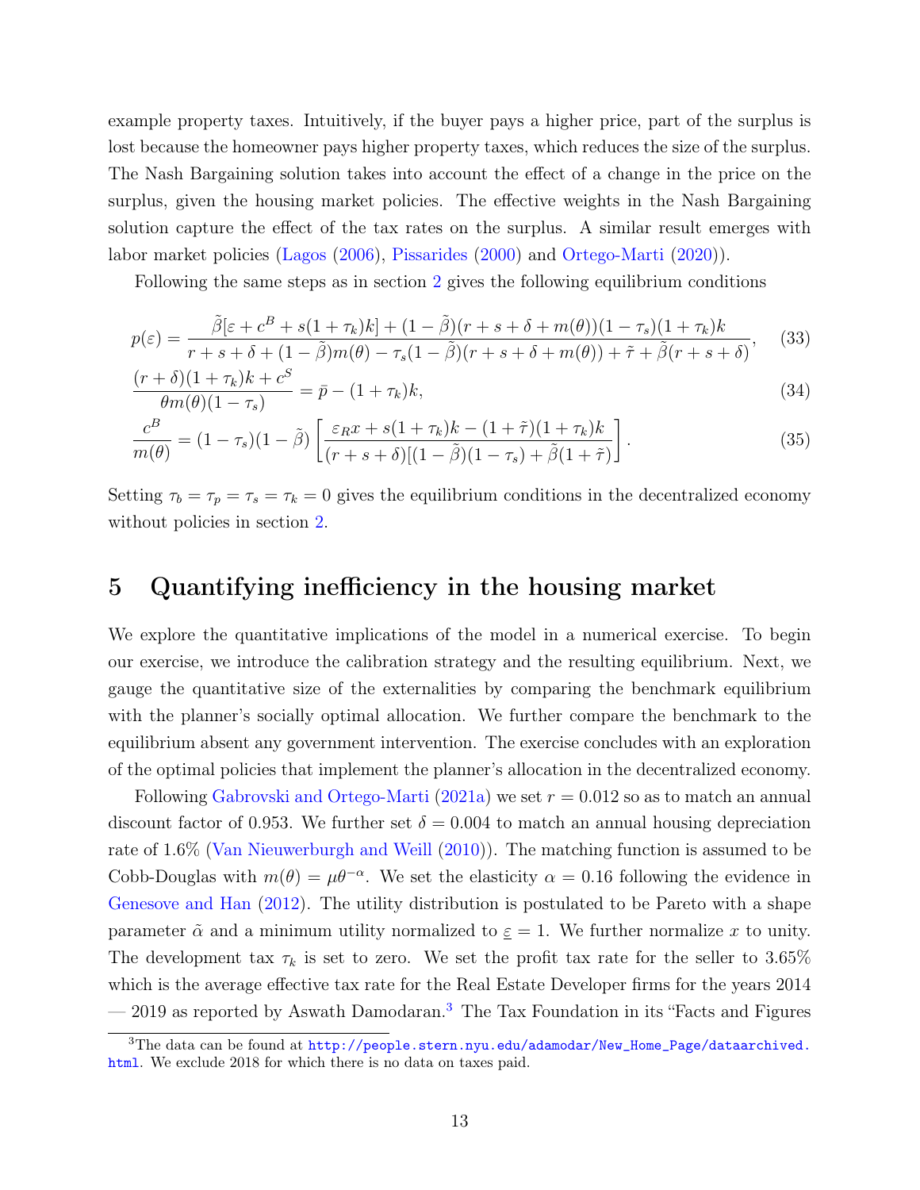example property taxes. Intuitively, if the buyer pays a higher price, part of the surplus is lost because the homeowner pays higher property taxes, which reduces the size of the surplus. The Nash Bargaining solution takes into account the effect of a change in the price on the surplus, given the housing market policies. The effective weights in the Nash Bargaining solution capture the effect of the tax rates on the surplus. A similar result emerges with labor market policies (Lagos (2006), Pissarides (2000) and Ortego-Marti (2020)).

Following the same steps as in section 2 gives the following equilibrium conditions

$$p(\varepsilon) = \frac{\tilde{\beta}[\varepsilon + c^B + s(1+\tau_k)k] + (1-\tilde{\beta})(r+s+\delta+m(\theta))(1-\tau_s)(1+\tau_k)k}{r+s+\delta+(1-\tilde{\beta})m(\theta) - \tau_s(1-\tilde{\beta})(r+s+\delta+m(\theta)) + \tilde{\tau} + \tilde{\beta}(r+s+\delta)}, \tag{33}$$

$$\frac{(r+\delta)(1+\tau_k)k + c^S}{\theta m(\theta)(1-\tau_s)} = \bar{p} - (1+\tau_k)k, \tag{34}$$

$$\frac{c^B}{m(\theta)} = (1-\tau_s)(1-\tilde{\beta})\left[\frac{\varepsilon_R x + s(1+\tau_k)k - (1+\tilde{\tau})(1+\tau_k)k}{(r+s+\delta)[(1-\tilde{\beta})(1-\tau_s) + \tilde{\beta}(1+\tilde{\tau})}\right]. \tag{35}$$

Setting $\tau_b = \tau_p = \tau_s = \tau_k = 0$ gives the equilibrium conditions in the decentralized economy without policies in section 2.

# 5 Quantifying inefficiency in the housing market

We explore the quantitative implications of the model in a numerical exercise. To begin our exercise, we introduce the calibration strategy and the resulting equilibrium. Next, we gauge the quantitative size of the externalities by comparing the benchmark equilibrium with the planner's socially optimal allocation. We further compare the benchmark to the equilibrium absent any government intervention. The exercise concludes with an exploration of the optimal policies that implement the planner's allocation in the decentralized economy.

Following Gabrovski and Ortego-Marti (2021a) we set $r = 0.012$ so as to match an annual discount factor of 0.953. We further set $\delta = 0.004$ to match an annual housing depreciation rate of 1.6% (Van Nieuwerburgh and Weill (2010)). The matching function is assumed to be Cobb-Douglas with $m(\theta) = \mu\theta^{-\alpha}$. We set the elasticity $\alpha = 0.16$ following the evidence in Genesove and Han (2012). The utility distribution is postulated to be Pareto with a shape parameter $\tilde{\alpha}$ and a minimum utility normalized to $\underline{\varepsilon} = 1$. We further normalize $x$ to unity. The development tax $\tau_k$ is set to zero. We set the profit tax rate for the seller to 3.65% which is the average effective tax rate for the Real Estate Developer firms for the years 2014 — 2019 as reported by Aswath Damodaran.[3] The Tax Foundation in its "Facts and Figures

[3] The data can be found at http://people.stern.nyu.edu/adamodar/New_Home_Page/dataarchived.html. We exclude 2018 for which there is no data on taxes paid.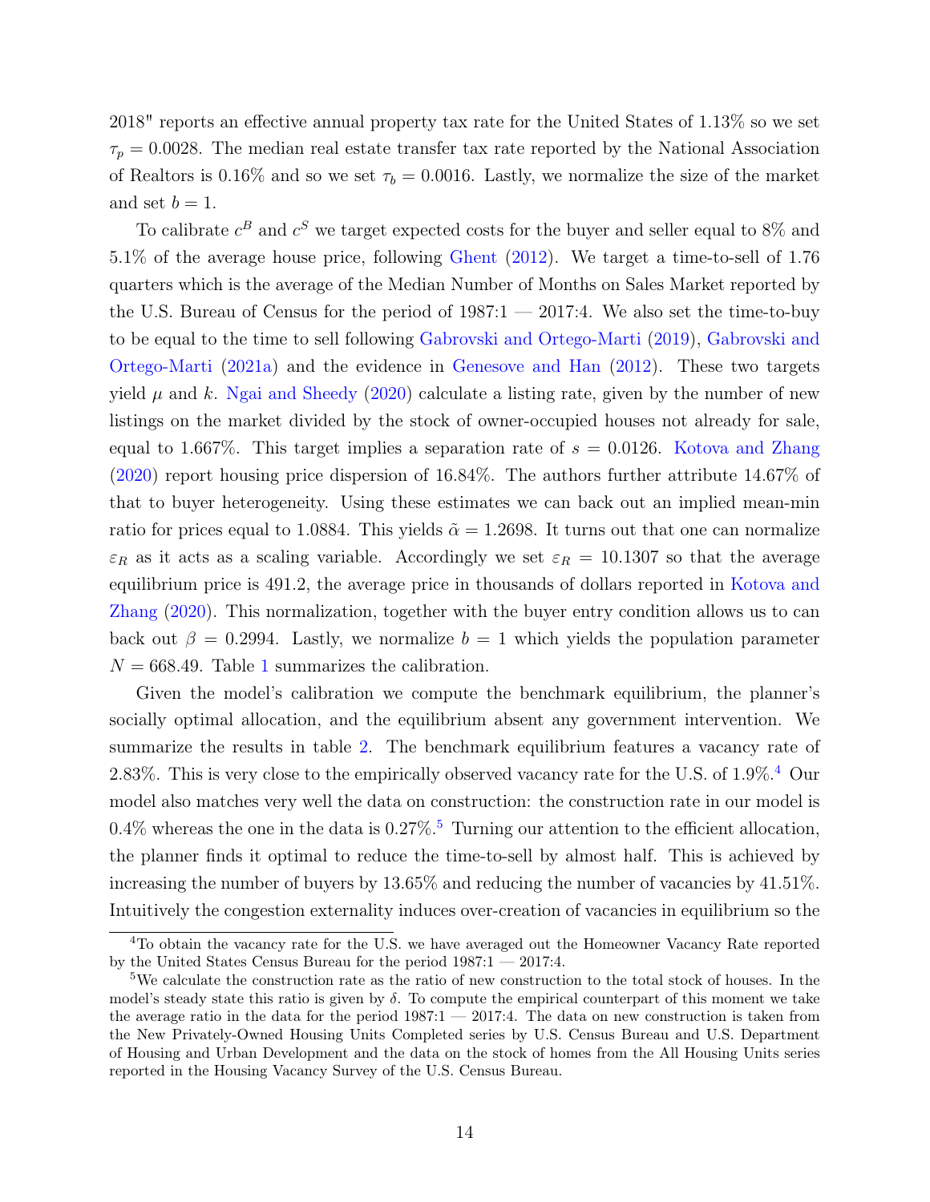2018" reports an effective annual property tax rate for the United States of 1.13% so we set $\tau_p = 0.0028$. The median real estate transfer tax rate reported by the National Association of Realtors is 0.16% and so we set $\tau_b = 0.0016$. Lastly, we normalize the size of the market and set $b = 1$.

To calibrate $c^B$ and $c^S$ we target expected costs for the buyer and seller equal to 8% and 5.1% of the average house price, following Ghent (2012). We target a time-to-sell of 1.76 quarters which is the average of the Median Number of Months on Sales Market reported by the U.S. Bureau of Census for the period of 1987:1 — 2017:4. We also set the time-to-buy to be equal to the time to sell following Gabrovski and Ortego-Marti (2019), Gabrovski and Ortego-Marti (2021a) and the evidence in Genesove and Han (2012). These two targets yield $\mu$ and $k$. Ngai and Sheedy (2020) calculate a listing rate, given by the number of new listings on the market divided by the stock of owner-occupied houses not already for sale, equal to 1.667%. This target implies a separation rate of $s = 0.0126$. Kotova and Zhang (2020) report housing price dispersion of 16.84%. The authors further attribute 14.67% of that to buyer heterogeneity. Using these estimates we can back out an implied mean-min ratio for prices equal to 1.0884. This yields $\tilde{\alpha} = 1.2698$. It turns out that one can normalize $\varepsilon_R$ as it acts as a scaling variable. Accordingly we set $\varepsilon_R = 10.1307$ so that the average equilibrium price is 491.2, the average price in thousands of dollars reported in Kotova and Zhang (2020). This normalization, together with the buyer entry condition allows us to can back out $\beta = 0.2994$. Lastly, we normalize $b = 1$ which yields the population parameter $N = 668.49$. Table 1 summarizes the calibration.

Given the model's calibration we compute the benchmark equilibrium, the planner's socially optimal allocation, and the equilibrium absent any government intervention. We summarize the results in table 2. The benchmark equilibrium features a vacancy rate of 2.83%. This is very close to the empirically observed vacancy rate for the U.S. of 1.9%.[4] Our model also matches very well the data on construction: the construction rate in our model is 0.4% whereas the one in the data is 0.27%.[5] Turning our attention to the efficient allocation, the planner finds it optimal to reduce the time-to-sell by almost half. This is achieved by increasing the number of buyers by 13.65% and reducing the number of vacancies by 41.51%. Intuitively the congestion externality induces over-creation of vacancies in equilibrium so the

[4]To obtain the vacancy rate for the U.S. we have averaged out the Homeowner Vacancy Rate reported by the United States Census Bureau for the period 1987:1 — 2017:4.

[5]We calculate the construction rate as the ratio of new construction to the total stock of houses. In the model's steady state this ratio is given by $\delta$. To compute the empirical counterpart of this moment we take the average ratio in the data for the period 1987:1 — 2017:4. The data on new construction is taken from the New Privately-Owned Housing Units Completed series by U.S. Census Bureau and U.S. Department of Housing and Urban Development and the data on the stock of homes from the All Housing Units series reported in the Housing Vacancy Survey of the U.S. Census Bureau.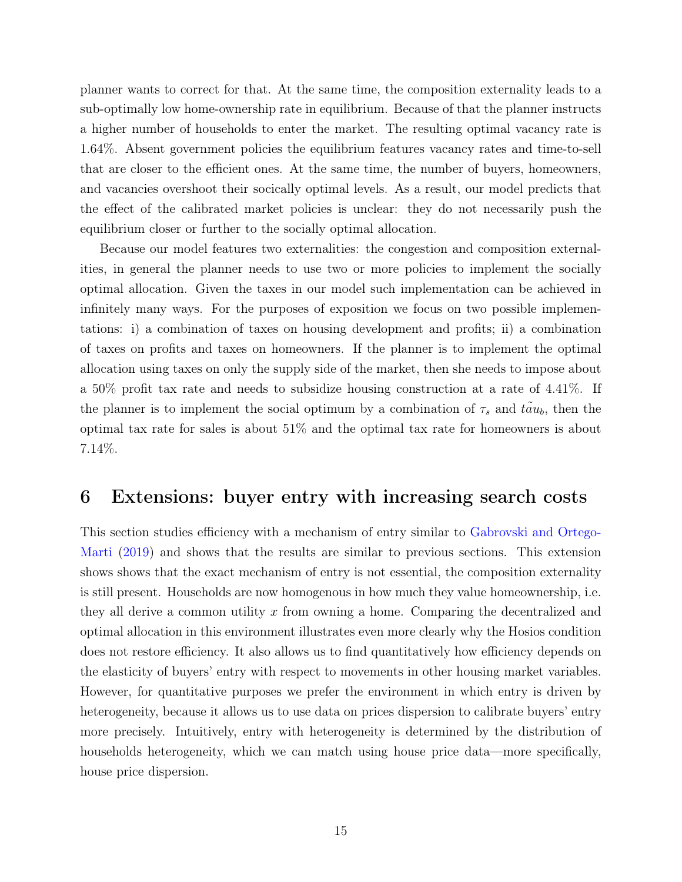planner wants to correct for that. At the same time, the composition externality leads to a sub-optimally low home-ownership rate in equilibrium. Because of that the planner instructs a higher number of households to enter the market. The resulting optimal vacancy rate is 1.64%. Absent government policies the equilibrium features vacancy rates and time-to-sell that are closer to the efficient ones. At the same time, the number of buyers, homeowners, and vacancies overshoot their socically optimal levels. As a result, our model predicts that the effect of the calibrated market policies is unclear: they do not necessarily push the equilibrium closer or further to the socially optimal allocation.

Because our model features two externalities: the congestion and composition externalities, in general the planner needs to use two or more policies to implement the socially optimal allocation. Given the taxes in our model such implementation can be achieved in infinitely many ways. For the purposes of exposition we focus on two possible implementations: i) a combination of taxes on housing development and profits; ii) a combination of taxes on profits and taxes on homeowners. If the planner is to implement the optimal allocation using taxes on only the supply side of the market, then she needs to impose about a 50% profit tax rate and needs to subsidize housing construction at a rate of 4.41%. If the planner is to implement the social optimum by a combination of $\tau_s$ and $\tilde{tau_b}$, then the optimal tax rate for sales is about 51% and the optimal tax rate for homeowners is about 7.14%.

# 6 Extensions: buyer entry with increasing search costs

This section studies efficiency with a mechanism of entry similar to Gabrovski and Ortego-Marti (2019) and shows that the results are similar to previous sections. This extension shows shows that the exact mechanism of entry is not essential, the composition externality is still present. Households are now homogenous in how much they value homeownership, i.e. they all derive a common utility $x$ from owning a home. Comparing the decentralized and optimal allocation in this environment illustrates even more clearly why the Hosios condition does not restore efficiency. It also allows us to find quantitatively how efficiency depends on the elasticity of buyers' entry with respect to movements in other housing market variables. However, for quantitative purposes we prefer the environment in which entry is driven by heterogeneity, because it allows us to use data on prices dispersion to calibrate buyers' entry more precisely. Intuitively, entry with heterogeneity is determined by the distribution of households heterogeneity, which we can match using house price data—more specifically, house price dispersion.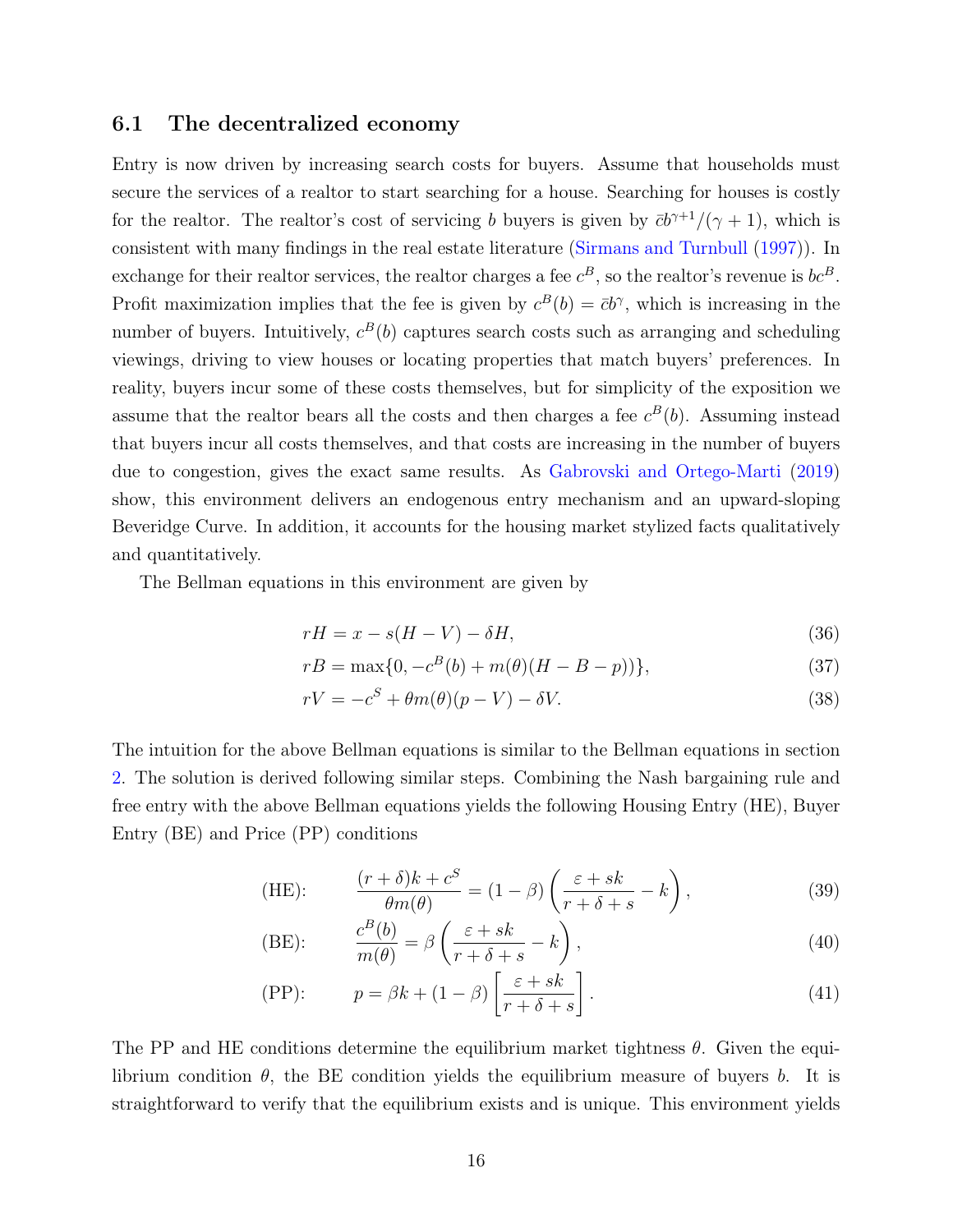### 6.1 The decentralized economy

Entry is now driven by increasing search costs for buyers. Assume that households must secure the services of a realtor to start searching for a house. Searching for houses is costly for the realtor. The realtor's cost of servicing $b$ buyers is given by $\bar{c}b^{\gamma+1}/(\gamma+1)$, which is consistent with many findings in the real estate literature (Sirmans and Turnbull (1997)). In exchange for their realtor services, the realtor charges a fee $c^B$, so the realtor's revenue is $bc^B$. Profit maximization implies that the fee is given by $c^B(b) = \bar{c}b^{\gamma}$, which is increasing in the number of buyers. Intuitively, $c^B(b)$ captures search costs such as arranging and scheduling viewings, driving to view houses or locating properties that match buyers' preferences. In reality, buyers incur some of these costs themselves, but for simplicity of the exposition we assume that the realtor bears all the costs and then charges a fee $c^B(b)$. Assuming instead that buyers incur all costs themselves, and that costs are increasing in the number of buyers due to congestion, gives the exact same results. As Gabrovski and Ortego-Marti (2019) show, this environment delivers an endogenous entry mechanism and an upward-sloping Beveridge Curve. In addition, it accounts for the housing market stylized facts qualitatively and quantitatively.

The Bellman equations in this environment are given by

$$rH = x - s(H - V) - \delta H, \tag{36}$$

$$rB = \max\{0, -c^B(b) + m(\theta)(H - B - p))\}, \tag{37}$$

$$rV = -c^S + \theta m(\theta)(p - V) - \delta V. \tag{38}$$

The intuition for the above Bellman equations is similar to the Bellman equations in section 2. The solution is derived following similar steps. Combining the Nash bargaining rule and free entry with the above Bellman equations yields the following Housing Entry (HE), Buyer Entry (BE) and Price (PP) conditions

$$\text{(HE):} \qquad \frac{(r+\delta)k + c^S}{\theta m(\theta)} = (1-\beta)\left(\frac{\varepsilon + sk}{r+\delta+s} - k\right), \tag{39}$$

$$\text{(BE):} \qquad \frac{c^B(b)}{m(\theta)} = \beta\left(\frac{\varepsilon + sk}{r+\delta+s} - k\right), \tag{40}$$

$$\text{(PP):} \qquad p = \beta k + (1-\beta)\left[\frac{\varepsilon + sk}{r+\delta+s}\right]. \tag{41}$$

The PP and HE conditions determine the equilibrium market tightness $\theta$. Given the equilibrium condition $\theta$, the BE condition yields the equilibrium measure of buyers $b$. It is straightforward to verify that the equilibrium exists and is unique. This environment yields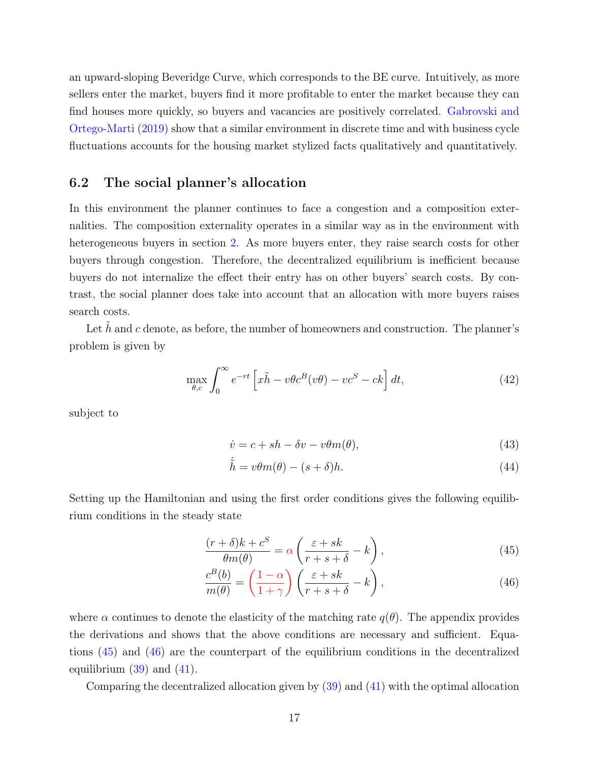an upward-sloping Beveridge Curve, which corresponds to the BE curve. Intuitively, as more sellers enter the market, buyers find it more profitable to enter the market because they can find houses more quickly, so buyers and vacancies are positively correlated. Gabrovski and Ortego-Marti (2019) show that a similar environment in discrete time and with business cycle fluctuations accounts for the housing market stylized facts qualitatively and quantitatively.

## 6.2 The social planner's allocation

In this environment the planner continues to face a congestion and a composition externalities. The composition externality operates in a similar way as in the environment with heterogeneous buyers in section 2. As more buyers enter, they raise search costs for other buyers through congestion. Therefore, the decentralized equilibrium is inefficient because buyers do not internalize the effect their entry has on other buyers' search costs. By contrast, the social planner does take into account that an allocation with more buyers raises search costs.

Let $\tilde{h}$ and $c$ denote, as before, the number of homeowners and construction. The planner's problem is given by

$$\max_{\theta, c} \int_0^\infty e^{-rt} \left[ x\tilde{h} - v\theta c^B(v\theta) - vc^S - ck \right] dt, \tag{42}$$

subject to

$$\dot{v} = c + sh - \delta v - v\theta m(\theta), \tag{43}$$

$$\dot{\tilde{h}} = v\theta m(\theta) - (s+\delta)h. \tag{44}$$

Setting up the Hamiltonian and using the first order conditions gives the following equilibrium conditions in the steady state

$$\frac{(r+\delta)k + c^S}{\theta m(\theta)} = \alpha \left( \frac{\varepsilon + sk}{r+s+\delta} - k \right), \tag{45}$$

$$\frac{c^B(b)}{m(\theta)} = \left( \frac{1-\alpha}{1+\gamma} \right) \left( \frac{\varepsilon + sk}{r+s+\delta} - k \right), \tag{46}$$

where $\alpha$ continues to denote the elasticity of the matching rate $q(\theta)$. The appendix provides the derivations and shows that the above conditions are necessary and sufficient. Equations (45) and (46) are the counterpart of the equilibrium conditions in the decentralized equilibrium (39) and (41).

Comparing the decentralized allocation given by (39) and (41) with the optimal allocation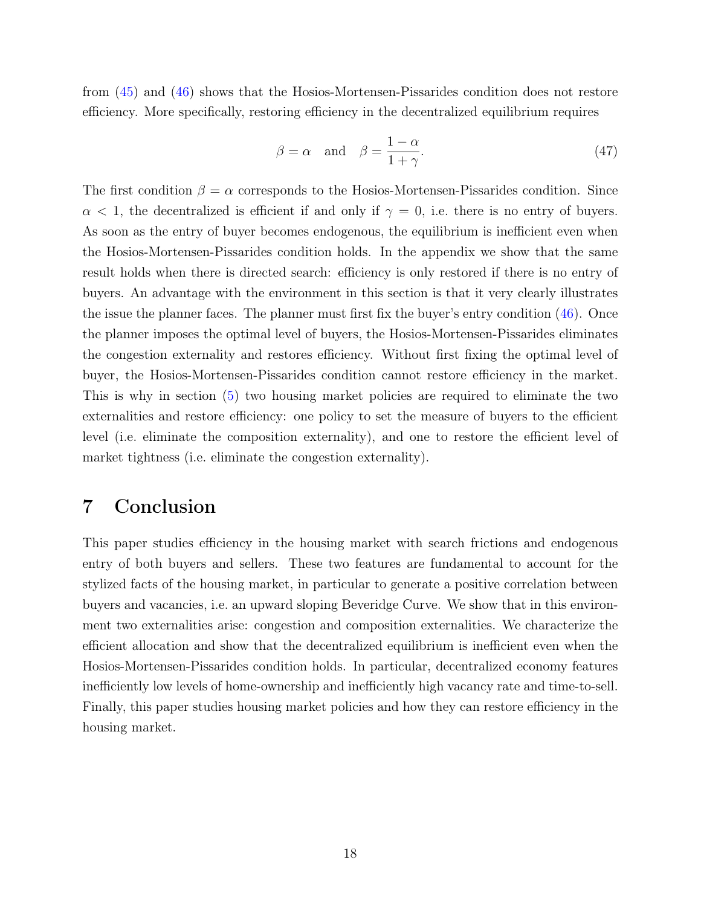from (45) and (46) shows that the Hosios-Mortensen-Pissarides condition does not restore efficiency. More specifically, restoring efficiency in the decentralized equilibrium requires

$$\beta = \alpha \quad \text{and} \quad \beta = \frac{1-\alpha}{1+\gamma}. \tag{47}$$

The first condition $\beta = \alpha$ corresponds to the Hosios-Mortensen-Pissarides condition. Since $\alpha < 1$, the decentralized is efficient if and only if $\gamma = 0$, i.e. there is no entry of buyers. As soon as the entry of buyer becomes endogenous, the equilibrium is inefficient even when the Hosios-Mortensen-Pissarides condition holds. In the appendix we show that the same result holds when there is directed search: efficiency is only restored if there is no entry of buyers. An advantage with the environment in this section is that it very clearly illustrates the issue the planner faces. The planner must first fix the buyer's entry condition (46). Once the planner imposes the optimal level of buyers, the Hosios-Mortensen-Pissarides eliminates the congestion externality and restores efficiency. Without first fixing the optimal level of buyer, the Hosios-Mortensen-Pissarides condition cannot restore efficiency in the market. This is why in section (5) two housing market policies are required to eliminate the two externalities and restore efficiency: one policy to set the measure of buyers to the efficient level (i.e. eliminate the composition externality), and one to restore the efficient level of market tightness (i.e. eliminate the congestion externality).

# 7 Conclusion

This paper studies efficiency in the housing market with search frictions and endogenous entry of both buyers and sellers. These two features are fundamental to account for the stylized facts of the housing market, in particular to generate a positive correlation between buyers and vacancies, i.e. an upward sloping Beveridge Curve. We show that in this environment two externalities arise: congestion and composition externalities. We characterize the efficient allocation and show that the decentralized equilibrium is inefficient even when the Hosios-Mortensen-Pissarides condition holds. In particular, decentralized economy features inefficiently low levels of home-ownership and inefficiently high vacancy rate and time-to-sell. Finally, this paper studies housing market policies and how they can restore efficiency in the housing market.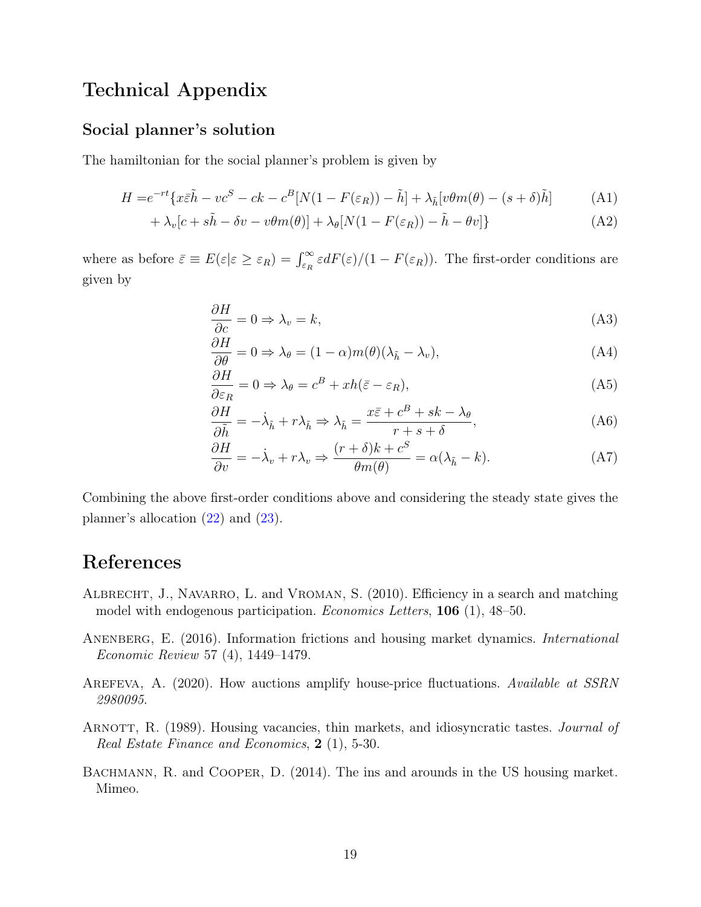# Technical Appendix

## Social planner's solution

The hamiltonian for the social planner's problem is given by

$$
\begin{aligned}
H =& e^{-rt}\{x\bar{\varepsilon}\tilde{h} - vc^S - ck - c^B[N(1-F(\varepsilon_R)) - \tilde{h}] + \lambda_{\tilde{h}}[v\theta m(\theta) - (s+\delta)\tilde{h}] \qquad \text{(A1)} \\
&+ \lambda_v[c + s\tilde{h} - \delta v - v\theta m(\theta)] + \lambda_\theta[N(1-F(\varepsilon_R)) - \tilde{h} - \theta v]\} \qquad \text{(A2)}
\end{aligned}
$$

where as before $\bar{\varepsilon} \equiv E(\varepsilon|\varepsilon \geq \varepsilon_R) = \int_{\varepsilon_R}^{\infty} \varepsilon dF(\varepsilon)/(1-F(\varepsilon_R))$. The first-order conditions are given by

$$\frac{\partial H}{\partial c} = 0 \Rightarrow \lambda_v = k, \tag{A3}$$

$$\frac{\partial H}{\partial \theta} = 0 \Rightarrow \lambda_\theta = (1-\alpha)m(\theta)(\lambda_{\tilde{h}} - \lambda_v), \tag{A4}$$

$$\frac{\partial H}{\partial \varepsilon_R} = 0 \Rightarrow \lambda_\theta = c^B + xh(\bar{\varepsilon} - \varepsilon_R), \tag{A5}$$

$$\frac{\partial H}{\partial \tilde{h}} = -\dot{\lambda}_{\tilde{h}} + r\lambda_{\tilde{h}} \Rightarrow \lambda_{\tilde{h}} = \frac{x\bar{\varepsilon} + c^B + sk - \lambda_\theta}{r+s+\delta}, \tag{A6}$$

$$\frac{\partial H}{\partial v} = -\dot{\lambda}_v + r\lambda_v \Rightarrow \frac{(r+\delta)k + c^S}{\theta m(\theta)} = \alpha(\lambda_{\tilde{h}} - k). \tag{A7}$$

Combining the above first-order conditions above and considering the steady state gives the planner's allocation (22) and (23).

# References

Albrecht, J., Navarro, L. and Vroman, S. (2010). Efficiency in a search and matching model with endogenous participation. *Economics Letters*, **106** (1), 48–50.

Anenberg, E. (2016). Information frictions and housing market dynamics. *International Economic Review* 57 (4), 1449–1479.

Arefeva, A. (2020). How auctions amplify house-price fluctuations. *Available at SSRN 2980095*.

Arnott, R. (1989). Housing vacancies, thin markets, and idiosyncratic tastes. *Journal of Real Estate Finance and Economics*, **2** (1), 5-30.

Bachmann, R. and Cooper, D. (2014). The ins and arounds in the US housing market. Mimeo.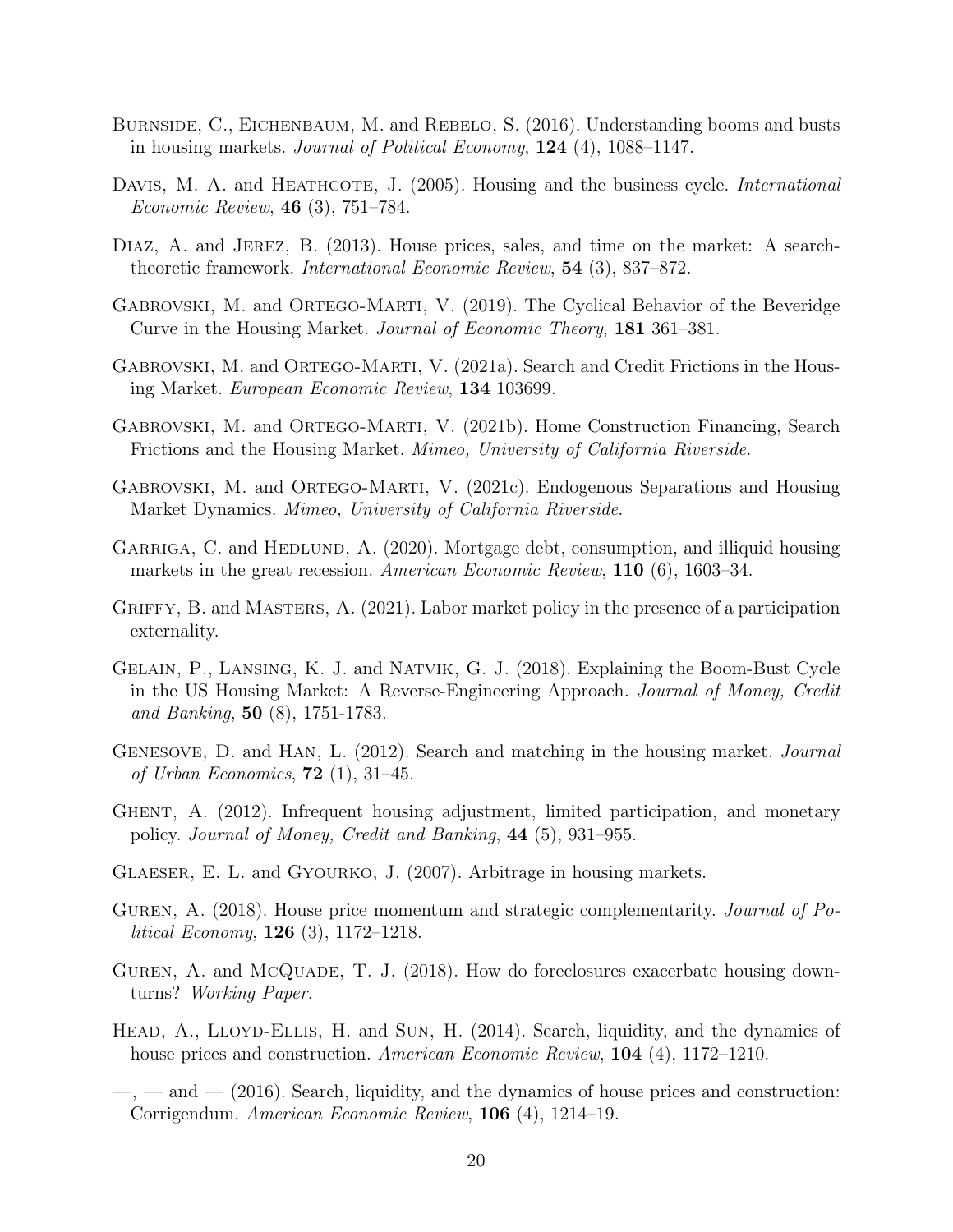Burnside, C., Eichenbaum, M. and Rebelo, S. (2016). Understanding booms and busts in housing markets. *Journal of Political Economy*, **124** (4), 1088–1147.

Davis, M. A. and Heathcote, J. (2005). Housing and the business cycle. *International Economic Review*, **46** (3), 751–784.

Diaz, A. and Jerez, B. (2013). House prices, sales, and time on the market: A search-theoretic framework. *International Economic Review*, **54** (3), 837–872.

Gabrovski, M. and Ortego-Marti, V. (2019). The Cyclical Behavior of the Beveridge Curve in the Housing Market. *Journal of Economic Theory*, **181** 361–381.

Gabrovski, M. and Ortego-Marti, V. (2021a). Search and Credit Frictions in the Housing Market. *European Economic Review*, **134** 103699.

Gabrovski, M. and Ortego-Marti, V. (2021b). Home Construction Financing, Search Frictions and the Housing Market. *Mimeo, University of California Riverside*.

Gabrovski, M. and Ortego-Marti, V. (2021c). Endogenous Separations and Housing Market Dynamics. *Mimeo, University of California Riverside*.

Garriga, C. and Hedlund, A. (2020). Mortgage debt, consumption, and illiquid housing markets in the great recession. *American Economic Review*, **110** (6), 1603–34.

Griffy, B. and Masters, A. (2021). Labor market policy in the presence of a participation externality.

Gelain, P., Lansing, K. J. and Natvik, G. J. (2018). Explaining the Boom-Bust Cycle in the US Housing Market: A Reverse-Engineering Approach. *Journal of Money, Credit and Banking*, **50** (8), 1751-1783.

Genesove, D. and Han, L. (2012). Search and matching in the housing market. *Journal of Urban Economics*, **72** (1), 31–45.

Ghent, A. (2012). Infrequent housing adjustment, limited participation, and monetary policy. *Journal of Money, Credit and Banking*, **44** (5), 931–955.

Glaeser, E. L. and Gyourko, J. (2007). Arbitrage in housing markets.

Guren, A. (2018). House price momentum and strategic complementarity. *Journal of Political Economy*, **126** (3), 1172–1218.

Guren, A. and McQuade, T. J. (2018). How do foreclosures exacerbate housing downturns? *Working Paper*.

Head, A., Lloyd-Ellis, H. and Sun, H. (2014). Search, liquidity, and the dynamics of house prices and construction. *American Economic Review*, **104** (4), 1172–1210.

—, — and — (2016). Search, liquidity, and the dynamics of house prices and construction: Corrigendum. *American Economic Review*, **106** (4), 1214–19.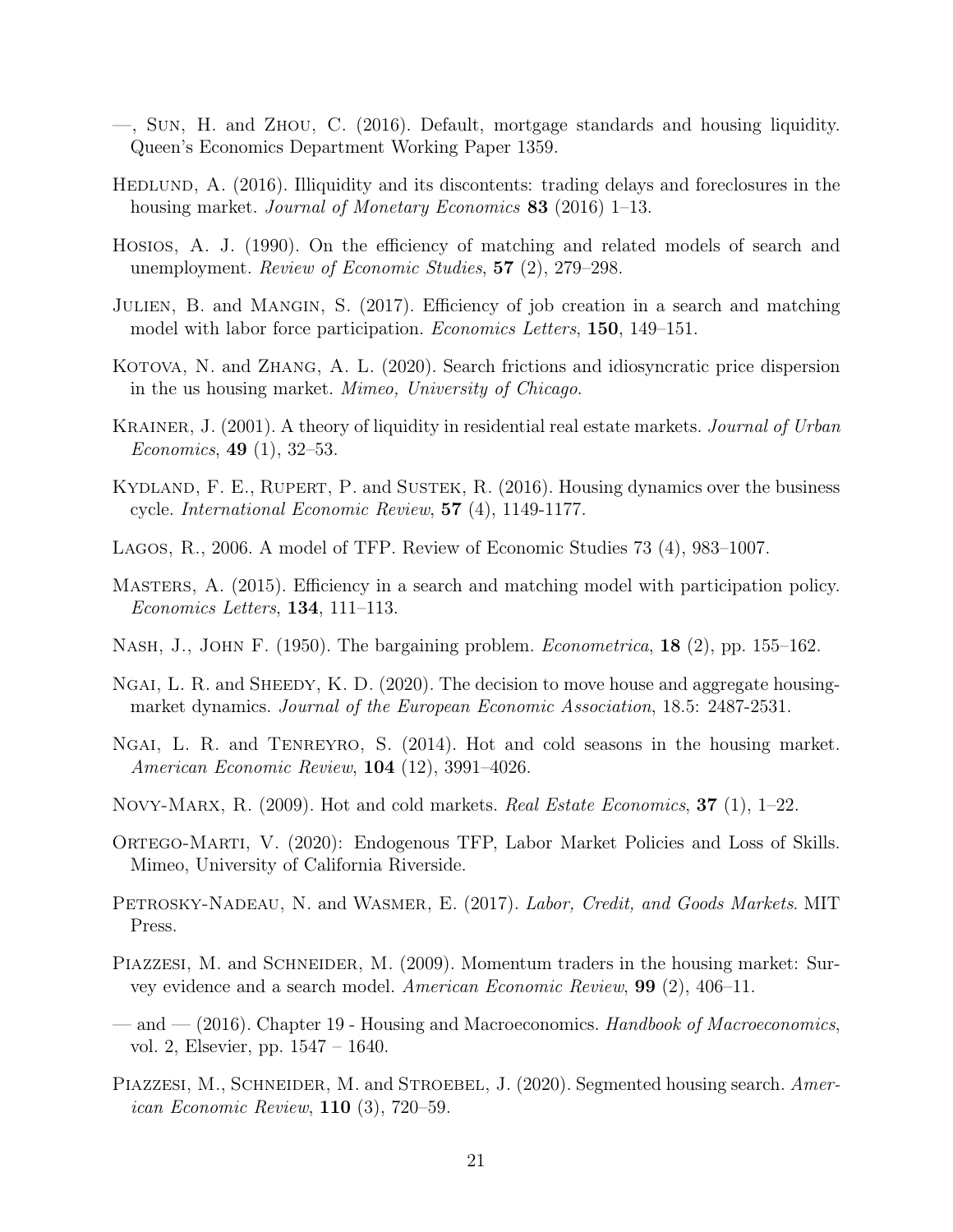—, Sun, H. and Zhou, C. (2016). Default, mortgage standards and housing liquidity. Queen's Economics Department Working Paper 1359.

Hedlund, A. (2016). Illiquidity and its discontents: trading delays and foreclosures in the housing market. *Journal of Monetary Economics* **83** (2016) 1–13.

Hosios, A. J. (1990). On the efficiency of matching and related models of search and unemployment. *Review of Economic Studies*, **57** (2), 279–298.

Julien, B. and Mangin, S. (2017). Efficiency of job creation in a search and matching model with labor force participation. *Economics Letters*, **150**, 149–151.

Kotova, N. and Zhang, A. L. (2020). Search frictions and idiosyncratic price dispersion in the us housing market. *Mimeo, University of Chicago*.

Krainer, J. (2001). A theory of liquidity in residential real estate markets. *Journal of Urban Economics*, **49** (1), 32–53.

Kydland, F. E., Rupert, P. and Sustek, R. (2016). Housing dynamics over the business cycle. *International Economic Review*, **57** (4), 1149-1177.

Lagos, R., 2006. A model of TFP. Review of Economic Studies 73 (4), 983–1007.

Masters, A. (2015). Efficiency in a search and matching model with participation policy. *Economics Letters*, **134**, 111–113.

Nash, J., John F. (1950). The bargaining problem. *Econometrica*, **18** (2), pp. 155–162.

Ngai, L. R. and Sheedy, K. D. (2020). The decision to move house and aggregate housing-market dynamics. *Journal of the European Economic Association*, 18.5: 2487-2531.

Ngai, L. R. and Tenreyro, S. (2014). Hot and cold seasons in the housing market. *American Economic Review*, **104** (12), 3991–4026.

Novy-Marx, R. (2009). Hot and cold markets. *Real Estate Economics*, **37** (1), 1–22.

Ortego-Marti, V. (2020): Endogenous TFP, Labor Market Policies and Loss of Skills. Mimeo, University of California Riverside.

Petrosky-Nadeau, N. and Wasmer, E. (2017). *Labor, Credit, and Goods Markets*. MIT Press.

Piazzesi, M. and Schneider, M. (2009). Momentum traders in the housing market: Survey evidence and a search model. *American Economic Review*, **99** (2), 406–11.

— and — (2016). Chapter 19 - Housing and Macroeconomics. *Handbook of Macroeconomics*, vol. 2, Elsevier, pp. 1547 – 1640.

Piazzesi, M., Schneider, M. and Stroebel, J. (2020). Segmented housing search. *American Economic Review*, **110** (3), 720–59.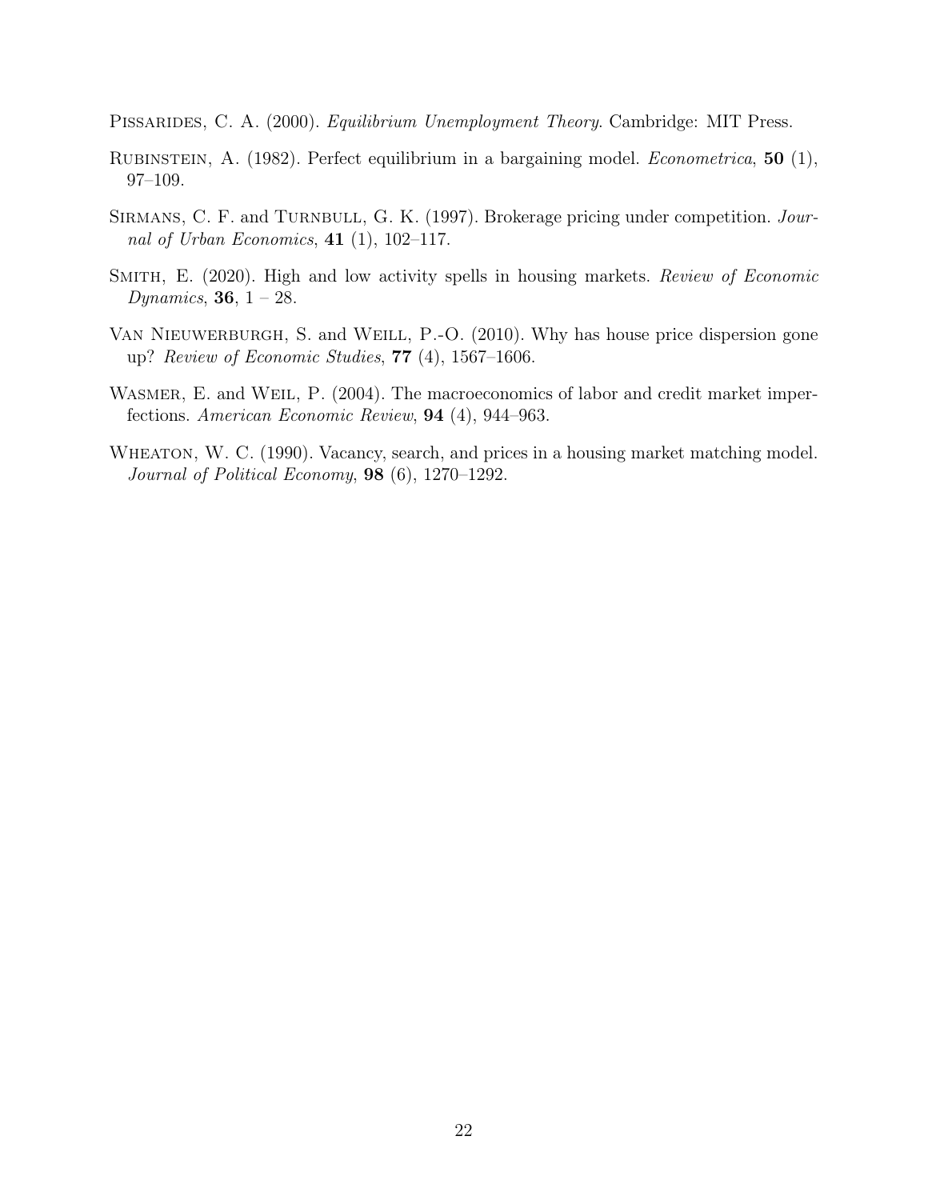Pissarides, C. A. (2000). *Equilibrium Unemployment Theory*. Cambridge: MIT Press.

Rubinstein, A. (1982). Perfect equilibrium in a bargaining model. *Econometrica*, **50** (1), 97–109.

Sirmans, C. F. and Turnbull, G. K. (1997). Brokerage pricing under competition. *Journal of Urban Economics*, **41** (1), 102–117.

Smith, E. (2020). High and low activity spells in housing markets. *Review of Economic Dynamics*, **36**, 1 – 28.

Van Nieuwerburgh, S. and Weill, P.-O. (2010). Why has house price dispersion gone up? *Review of Economic Studies*, **77** (4), 1567–1606.

Wasmer, E. and Weil, P. (2004). The macroeconomics of labor and credit market imperfections. *American Economic Review*, **94** (4), 944–963.

Wheaton, W. C. (1990). Vacancy, search, and prices in a housing market matching model. *Journal of Political Economy*, **98** (6), 1270–1292.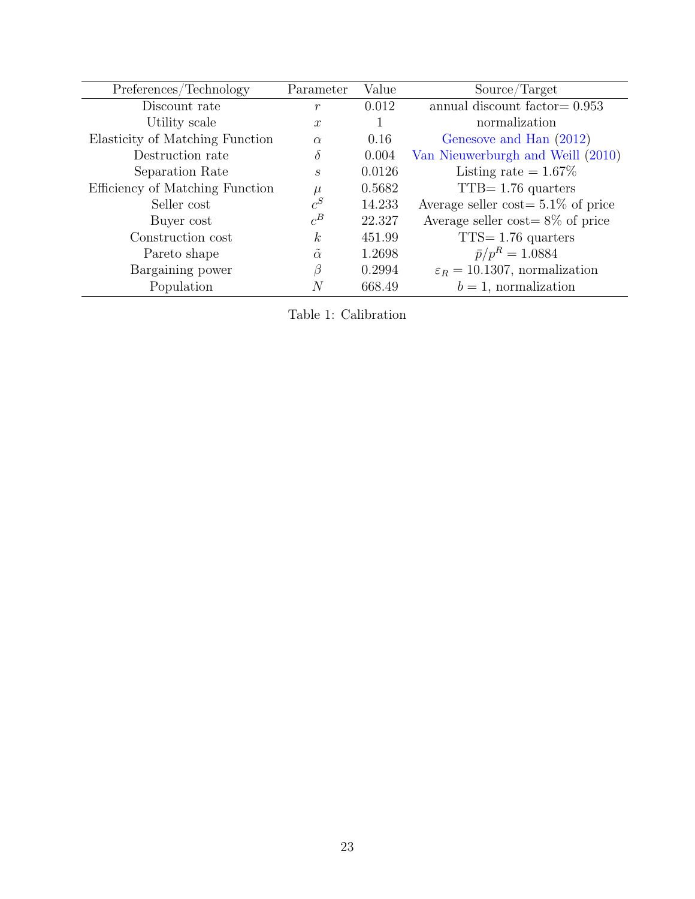| Preferences/Technology | Parameter | Value | Source/Target |
|---|---|---|---|
| Discount rate | $r$ | 0.012 | annual discount factor= 0.953 |
| Utility scale | $x$ | 1 | normalization |
| Elasticity of Matching Function | $\alpha$ | 0.16 | Genesove and Han (2012) |
| Destruction rate | $\delta$ | 0.004 | Van Nieuwerburgh and Weill (2010) |
| Separation Rate | $s$ | 0.0126 | Listing rate = 1.67% |
| Efficiency of Matching Function | $\mu$ | 0.5682 | TTB= 1.76 quarters |
| Seller cost | $c^S$ | 14.233 | Average seller cost= 5.1% of price |
| Buyer cost | $c^B$ | 22.327 | Average seller cost= 8% of price |
| Construction cost | $k$ | 451.99 | TTS= 1.76 quarters |
| Pareto shape | $\tilde{\alpha}$ | 1.2698 | $\bar{p}/p^R = 1.0884$ |
| Bargaining power | $\beta$ | 0.2994 | $\varepsilon_R = 10.1307$, normalization |
| Population | $N$ | 668.49 | $b = 1$, normalization |

Table 1: Calibration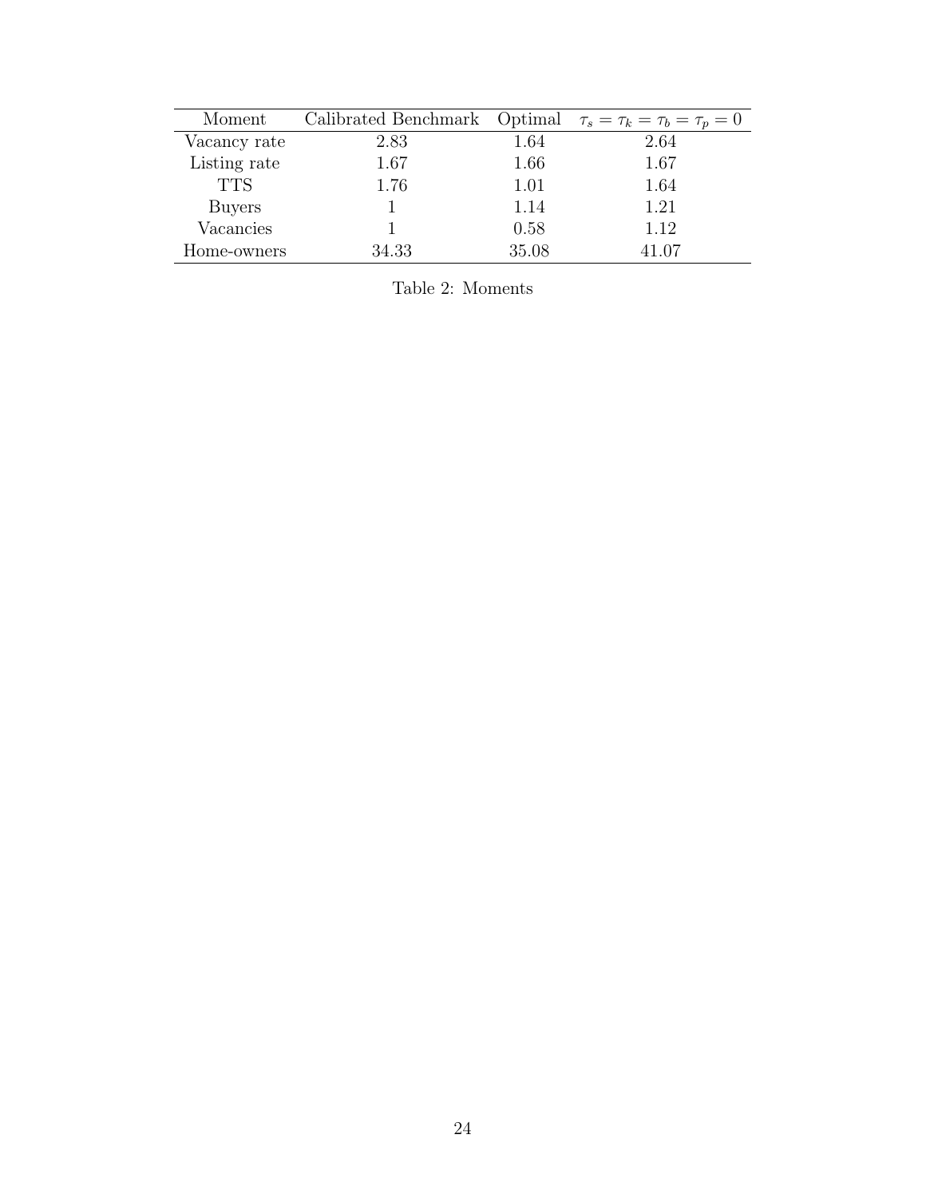| Moment | Calibrated Benchmark | Optimal | $\tau_s = \tau_k = \tau_b = \tau_p = 0$ |
|---|---|---|---|
| Vacancy rate | 2.83 | 1.64 | 2.64 |
| Listing rate | 1.67 | 1.66 | 1.67 |
| TTS | 1.76 | 1.01 | 1.64 |
| Buyers | 1 | 1.14 | 1.21 |
| Vacancies | 1 | 0.58 | 1.12 |
| Home-owners | 34.33 | 35.08 | 41.07 |

Table 2: Moments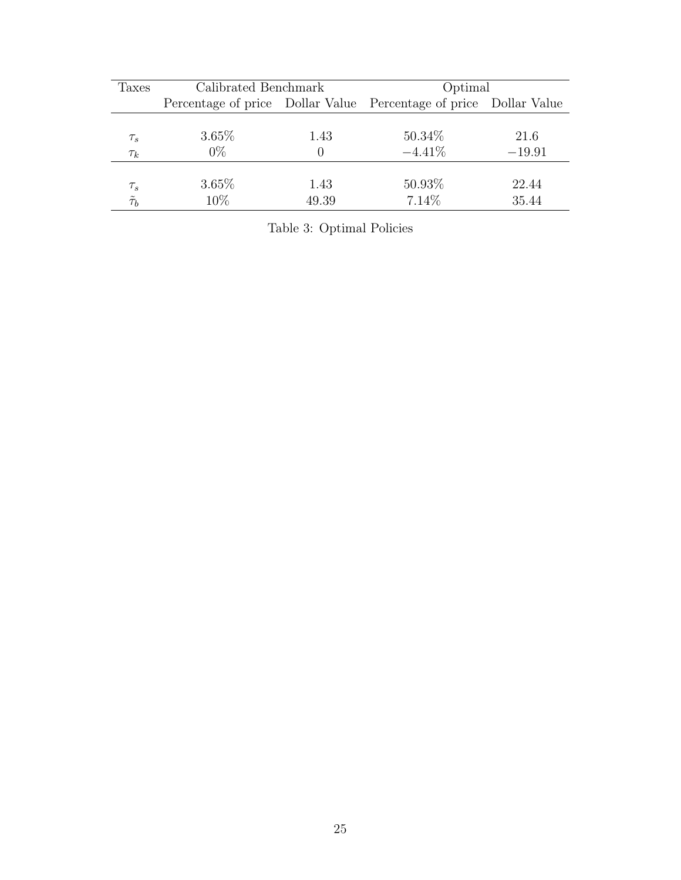| Taxes | Calibrated Benchmark | | Optimal | |
|---|---|---|---|---|
| | Percentage of price | Dollar Value | Percentage of price | Dollar Value |
| $\tau_s$ | 3.65% | 1.43 | 50.34% | 21.6 |
| $\tau_k$ | 0% | 0 | −4.41% | −19.91 |
| $\tau_s$ | 3.65% | 1.43 | 50.93% | 22.44 |
| $\tilde{\tau}_b$ | 10% | 49.39 | 7.14% | 35.44 |

Table 3: Optimal Policies